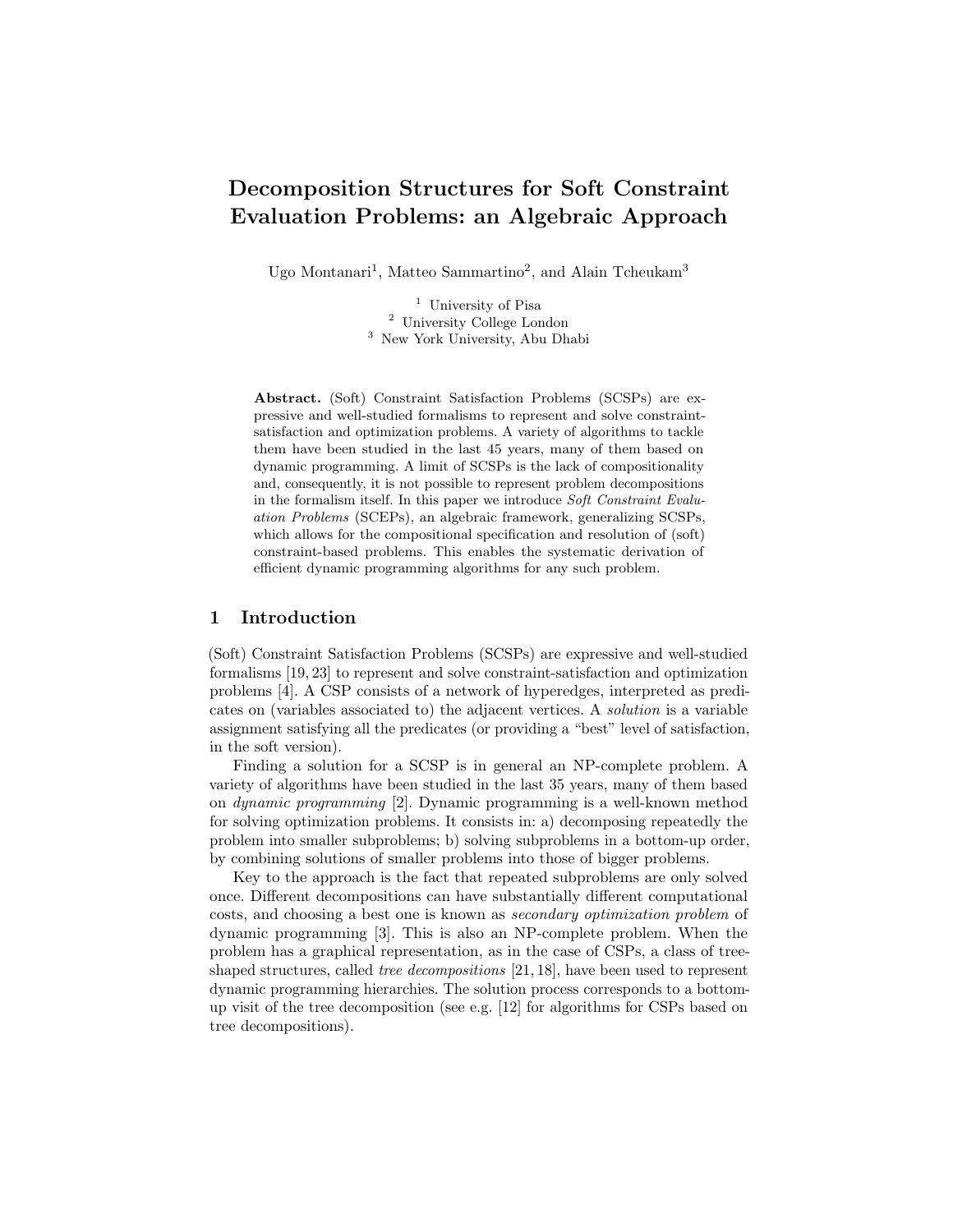# Decomposition Structures for Soft Constraint Evaluation Problems: an Algebraic Approach

Ugo Montanari[1], Matteo Sammartino[2], and Alain Tcheukam[3]

[1] University of Pisa
[2] University College London
[3] New York University, Abu Dhabi

**Abstract.** (Soft) Constraint Satisfaction Problems (SCSPs) are expressive and well-studied formalisms to represent and solve constraint-satisfaction and optimization problems. A variety of algorithms to tackle them have been studied in the last 45 years, many of them based on dynamic programming. A limit of SCSPs is the lack of compositionality and, consequently, it is not possible to represent problem decompositions in the formalism itself. In this paper we introduce *Soft Constraint Evaluation Problems* (SCEPs), an algebraic framework, generalizing SCSPs, which allows for the compositional specification and resolution of (soft) constraint-based problems. This enables the systematic derivation of efficient dynamic programming algorithms for any such problem.

## 1 Introduction

(Soft) Constraint Satisfaction Problems (SCSPs) are expressive and well-studied formalisms [19, 23] to represent and solve constraint-satisfaction and optimization problems [4]. A CSP consists of a network of hyperedges, interpreted as predicates on (variables associated to) the adjacent vertices. A *solution* is a variable assignment satisfying all the predicates (or providing a "best" level of satisfaction, in the soft version).

Finding a solution for a SCSP is in general an NP-complete problem. A variety of algorithms have been studied in the last 35 years, many of them based on *dynamic programming* [2]. Dynamic programming is a well-known method for solving optimization problems. It consists in: a) decomposing repeatedly the problem into smaller subproblems; b) solving subproblems in a bottom-up order, by combining solutions of smaller problems into those of bigger problems.

Key to the approach is the fact that repeated subproblems are only solved once. Different decompositions can have substantially different computational costs, and choosing a best one is known as *secondary optimization problem* of dynamic programming [3]. This is also an NP-complete problem. When the problem has a graphical representation, as in the case of CSPs, a class of tree-shaped structures, called *tree decompositions* [21, 18], have been used to represent dynamic programming hierarchies. The solution process corresponds to a bottom-up visit of the tree decomposition (see e.g. [12] for algorithms for CSPs based on tree decompositions).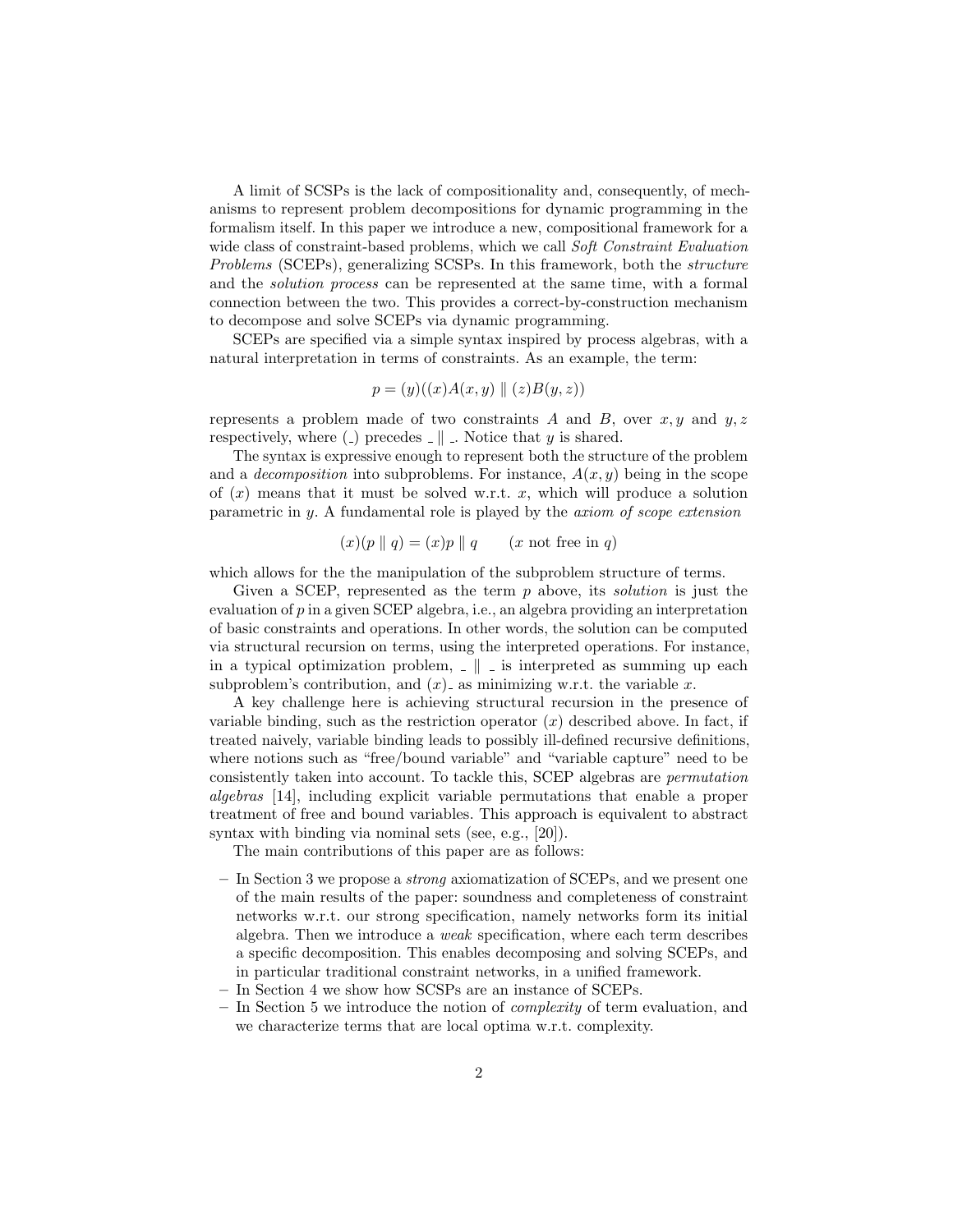A limit of SCSPs is the lack of compositionality and, consequently, of mechanisms to represent problem decompositions for dynamic programming in the formalism itself. In this paper we introduce a new, compositional framework for a wide class of constraint-based problems, which we call *Soft Constraint Evaluation Problems* (SCEPs), generalizing SCSPs. In this framework, both the *structure* and the *solution process* can be represented at the same time, with a formal connection between the two. This provides a correct-by-construction mechanism to decompose and solve SCEPs via dynamic programming.

SCEPs are specified via a simple syntax inspired by process algebras, with a natural interpretation in terms of constraints. As an example, the term:

$$p = (y)((x)A(x, y) \parallel (z)B(y, z))$$

represents a problem made of two constraints $A$ and $B$, over $x, y$ and $y, z$ respectively, where $(\_)$ precedes $\_ \parallel \_$. Notice that $y$ is shared.

The syntax is expressive enough to represent both the structure of the problem and a *decomposition* into subproblems. For instance, $A(x, y)$ being in the scope of $(x)$ means that it must be solved w.r.t. $x$, which will produce a solution parametric in $y$. A fundamental role is played by the *axiom of scope extension*

$$(x)(p \parallel q) = (x)p \parallel q \qquad (x \text{ not free in } q)$$

which allows for the the manipulation of the subproblem structure of terms.

Given a SCEP, represented as the term $p$ above, its *solution* is just the evaluation of $p$ in a given SCEP algebra, i.e., an algebra providing an interpretation of basic constraints and operations. In other words, the solution can be computed via structural recursion on terms, using the interpreted operations. For instance, in a typical optimization problem, $\_ \parallel \_$ is interpreted as summing up each subproblem's contribution, and $(x)\_$ as minimizing w.r.t. the variable $x$.

A key challenge here is achieving structural recursion in the presence of variable binding, such as the restriction operator $(x)$ described above. In fact, if treated naively, variable binding leads to possibly ill-defined recursive definitions, where notions such as "free/bound variable" and "variable capture" need to be consistently taken into account. To tackle this, SCEP algebras are *permutation algebras* [14], including explicit variable permutations that enable a proper treatment of free and bound variables. This approach is equivalent to abstract syntax with binding via nominal sets (see, e.g., [20]).

The main contributions of this paper are as follows:

- In Section 3 we propose a *strong* axiomatization of SCEPs, and we present one of the main results of the paper: soundness and completeness of constraint networks w.r.t. our strong specification, namely networks form its initial algebra. Then we introduce a *weak* specification, where each term describes a specific decomposition. This enables decomposing and solving SCEPs, and in particular traditional constraint networks, in a unified framework.
- In Section 4 we show how SCSPs are an instance of SCEPs.
- In Section 5 we introduce the notion of *complexity* of term evaluation, and we characterize terms that are local optima w.r.t. complexity.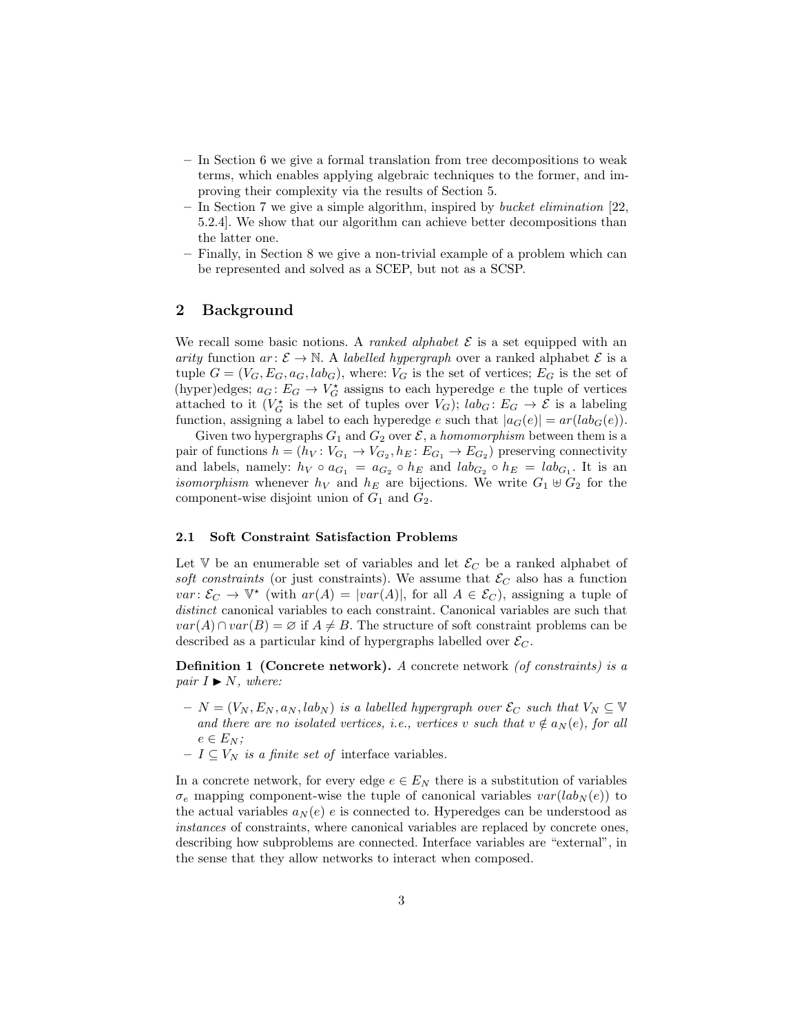- In Section 6 we give a formal translation from tree decompositions to weak terms, which enables applying algebraic techniques to the former, and improving their complexity via the results of Section 5.
- In Section 7 we give a simple algorithm, inspired by *bucket elimination* [22, 5.2.4]. We show that our algorithm can achieve better decompositions than the latter one.
- Finally, in Section 8 we give a non-trivial example of a problem which can be represented and solved as a SCEP, but not as a SCSP.

## 2 Background

We recall some basic notions. A *ranked alphabet* $\mathcal{E}$ is a set equipped with an *arity* function $ar\colon \mathcal{E} \to \mathbb{N}$. A *labelled hypergraph* over a ranked alphabet $\mathcal{E}$ is a tuple $G = (V_G, E_G, a_G, lab_G)$, where: $V_G$ is the set of vertices; $E_G$ is the set of (hyper)edges; $a_G\colon E_G \to V_G^\star$ assigns to each hyperedge $e$ the tuple of vertices attached to it ($V_G^\star$ is the set of tuples over $V_G$); $lab_G\colon E_G \to \mathcal{E}$ is a labeling function, assigning a label to each hyperedge $e$ such that $|a_G(e)| = ar(lab_G(e))$.

Given two hypergraphs $G_1$ and $G_2$ over $\mathcal{E}$, a *homomorphism* between them is a pair of functions $h = (h_V\colon V_{G_1} \to V_{G_2}, h_E\colon E_{G_1} \to E_{G_2})$ preserving connectivity and labels, namely: $h_V \circ a_{G_1} = a_{G_2} \circ h_E$ and $lab_{G_2} \circ h_E = lab_{G_1}$. It is an *isomorphism* whenever $h_V$ and $h_E$ are bijections. We write $G_1 \uplus G_2$ for the component-wise disjoint union of $G_1$ and $G_2$.

### 2.1 Soft Constraint Satisfaction Problems

Let $\mathbb{V}$ be an enumerable set of variables and let $\mathcal{E}_C$ be a ranked alphabet of *soft constraints* (or just constraints). We assume that $\mathcal{E}_C$ also has a function $var\colon \mathcal{E}_C \to \mathbb{V}^\star$ (with $ar(A) = |var(A)|$, for all $A \in \mathcal{E}_C$), assigning a tuple of *distinct* canonical variables to each constraint. Canonical variables are such that $var(A) \cap var(B) = \varnothing$ if $A \neq B$. The structure of soft constraint problems can be described as a particular kind of hypergraphs labelled over $\mathcal{E}_C$.

**Definition 1 (Concrete network).** *A* concrete network *(of constraints) is a pair $I \blacktriangleright N$, where:*

- *$N = (V_N, E_N, a_N, lab_N)$ is a labelled hypergraph over $\mathcal{E}_C$ such that $V_N \subseteq \mathbb{V}$ and there are no isolated vertices, i.e., vertices $v$ such that $v \notin a_N(e)$, for all $e \in E_N$;*
- *$I \subseteq V_N$ is a finite set of* interface variables.

In a concrete network, for every edge $e \in E_N$ there is a substitution of variables $\sigma_e$ mapping component-wise the tuple of canonical variables $var(lab_N(e))$ to the actual variables $a_N(e)$ $e$ is connected to. Hyperedges can be understood as *instances* of constraints, where canonical variables are replaced by concrete ones, describing how subproblems are connected. Interface variables are "external", in the sense that they allow networks to interact when composed.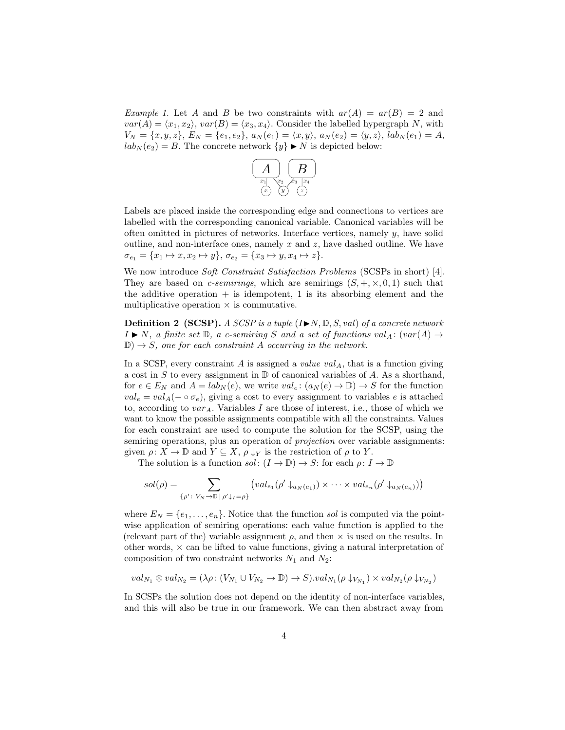*Example 1.* Let $A$ and $B$ be two constraints with $ar(A) = ar(B) = 2$ and $var(A) = \langle x_1, x_2 \rangle$, $var(B) = \langle x_3, x_4 \rangle$. Consider the labelled hypergraph $N$, with $V_N = \{x, y, z\}$, $E_N = \{e_1, e_2\}$, $a_N(e_1) = \langle x, y \rangle$, $a_N(e_2) = \langle y, z \rangle$, $lab_N(e_1) = A$, $lab_N(e_2) = B$. The concrete network $\{y\} \blacktriangleright N$ is depicted below:

Labels are placed inside the corresponding edge and connections to vertices are labelled with the corresponding canonical variable. Canonical variables will be often omitted in pictures of networks. Interface vertices, namely $y$, have solid outline, and non-interface ones, namely $x$ and $z$, have dashed outline. We have $\sigma_{e_1} = \{x_1 \mapsto x, x_2 \mapsto y\}$, $\sigma_{e_2} = \{x_3 \mapsto y, x_4 \mapsto z\}$.

We now introduce *Soft Constraint Satisfaction Problems* (SCSPs in short) [4]. They are based on *c-semirings*, which are semirings $(S, +, \times, 0, 1)$ such that the additive operation $+$ is idempotent, 1 is its absorbing element and the multiplicative operation $\times$ is commutative.

**Definition 2 (SCSP).** *A SCSP is a tuple $(I \blacktriangleright N, \mathbb{D}, S, val)$ of a concrete network $I \blacktriangleright N$, a finite set $\mathbb{D}$, a c-semiring $S$ and a set of functions $val_A \colon (var(A) \to \mathbb{D}) \to S$, one for each constraint $A$ occurring in the network.*

In a SCSP, every constraint $A$ is assigned a *value* $val_A$, that is a function giving a cost in $S$ to every assignment in $\mathbb{D}$ of canonical variables of $A$. As a shorthand, for $e \in E_N$ and $A = lab_N(e)$, we write $val_e \colon (a_N(e) \to \mathbb{D}) \to S$ for the function $val_e = val_A(- \circ \sigma_e)$, giving a cost to every assignment to variables $e$ is attached to, according to $var_A$. Variables $I$ are those of interest, i.e., those of which we want to know the possible assignments compatible with all the constraints. Values for each constraint are used to compute the solution for the SCSP, using the semiring operations, plus an operation of *projection* over variable assignments: given $\rho \colon X \to \mathbb{D}$ and $Y \subseteq X$, $\rho \downarrow_Y$ is the restriction of $\rho$ to $Y$.

The solution is a function $sol \colon (I \to \mathbb{D}) \to S$: for each $\rho \colon I \to \mathbb{D}$

$$sol(\rho) = \sum_{\{\rho' \colon V_N \to \mathbb{D} \mid \rho' \downarrow_I = \rho\}} \left( val_{e_1}(\rho' \downarrow_{a_N(e_1)}) \times \cdots \times val_{e_n}(\rho' \downarrow_{a_N(e_n)}) \right)$$

where $E_N = \{e_1, \ldots, e_n\}$. Notice that the function $sol$ is computed via the pointwise application of semiring operations: each value function is applied to the (relevant part of the) variable assignment $\rho$, and then $\times$ is used on the results. In other words, $\times$ can be lifted to value functions, giving a natural interpretation of composition of two constraint networks $N_1$ and $N_2$:

$$val_{N_1} \otimes val_{N_2} = (\lambda \rho \colon (V_{N_1} \cup V_{N_2} \to \mathbb{D}) \to S).val_{N_1}(\rho \downarrow_{V_{N_1}}) \times val_{N_2}(\rho \downarrow_{V_{N_2}})$$

In SCSPs the solution does not depend on the identity of non-interface variables, and this will also be true in our framework. We can then abstract away from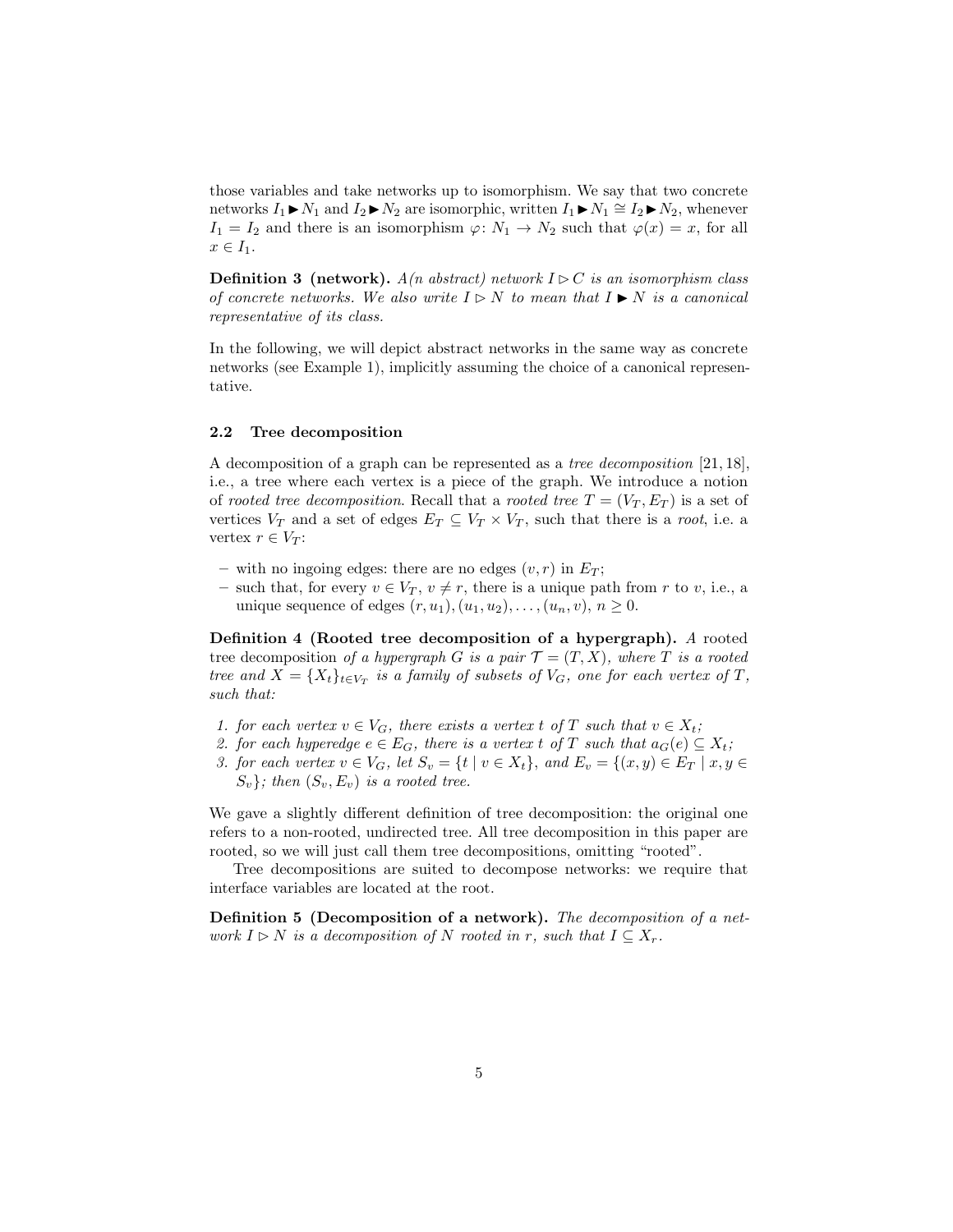those variables and take networks up to isomorphism. We say that two concrete networks $I_1 \blacktriangleright N_1$ and $I_2 \blacktriangleright N_2$ are isomorphic, written $I_1 \blacktriangleright N_1 \cong I_2 \blacktriangleright N_2$, whenever $I_1 = I_2$ and there is an isomorphism $\varphi\colon N_1 \to N_2$ such that $\varphi(x) = x$, for all $x \in I_1$.

**Definition 3 (network).** *A(n abstract) network $I \rhd C$ is an isomorphism class of concrete networks. We also write $I \rhd N$ to mean that $I \blacktriangleright N$ is a canonical representative of its class.*

In the following, we will depict abstract networks in the same way as concrete networks (see Example 1), implicitly assuming the choice of a canonical representative.

### 2.2 Tree decomposition

A decomposition of a graph can be represented as a *tree decomposition* [21, 18], i.e., a tree where each vertex is a piece of the graph. We introduce a notion of *rooted tree decomposition*. Recall that a *rooted tree* $T = (V_T, E_T)$ is a set of vertices $V_T$ and a set of edges $E_T \subseteq V_T \times V_T$, such that there is a *root*, i.e. a vertex $r \in V_T$:

- with no ingoing edges: there are no edges $(v, r)$ in $E_T$;
- such that, for every $v \in V_T$, $v \neq r$, there is a unique path from $r$ to $v$, i.e., a unique sequence of edges $(r, u_1), (u_1, u_2), \ldots, (u_n, v)$, $n \geq 0$.

**Definition 4 (Rooted tree decomposition of a hypergraph).** *A* rooted tree decomposition *of a hypergraph $G$ is a pair $\mathcal{T} = (T, X)$, where $T$ is a rooted tree and $X = \{X_t\}_{t \in V_T}$ is a family of subsets of $V_G$, one for each vertex of $T$, such that:*

1. *for each vertex $v \in V_G$, there exists a vertex $t$ of $T$ such that $v \in X_t$;*
2. *for each hyperedge $e \in E_G$, there is a vertex $t$ of $T$ such that $a_G(e) \subseteq X_t$;*
3. *for each vertex $v \in V_G$, let $S_v = \{t \mid v \in X_t\}$, and $E_v = \{(x, y) \in E_T \mid x, y \in S_v\}$; then $(S_v, E_v)$ is a rooted tree.*

We gave a slightly different definition of tree decomposition: the original one refers to a non-rooted, undirected tree. All tree decomposition in this paper are rooted, so we will just call them tree decompositions, omitting "rooted".

Tree decompositions are suited to decompose networks: we require that interface variables are located at the root.

**Definition 5 (Decomposition of a network).** *The decomposition of a network $I \rhd N$ is a decomposition of $N$ rooted in $r$, such that $I \subseteq X_r$.*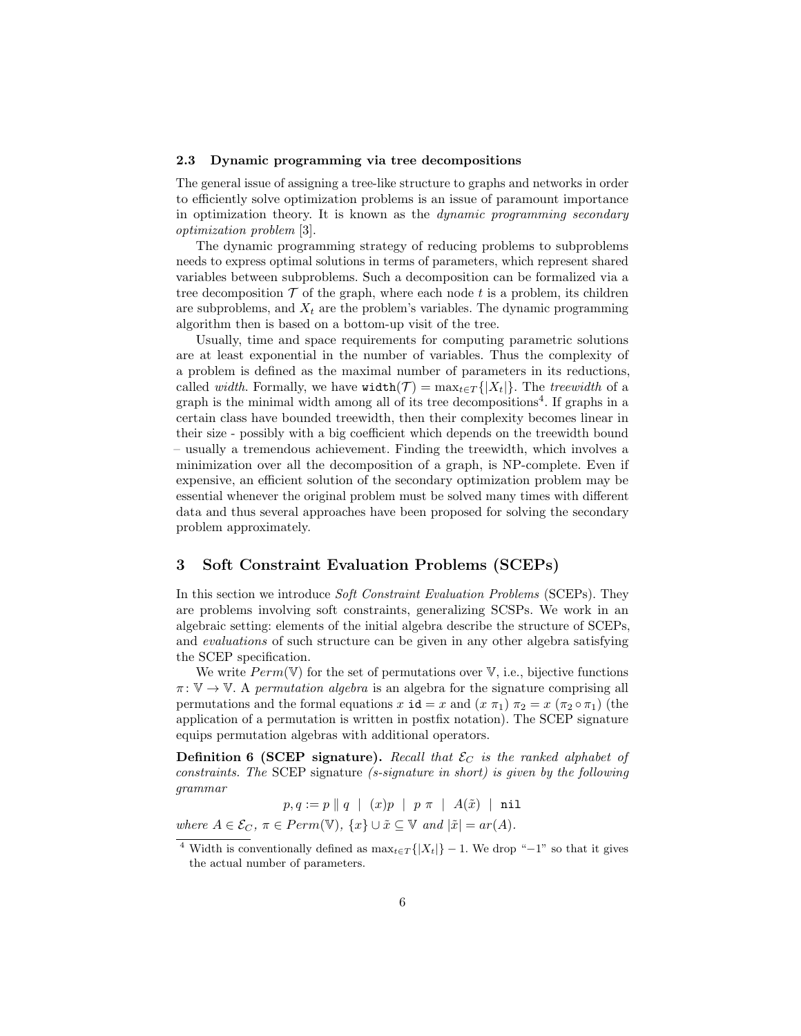### 2.3 Dynamic programming via tree decompositions

The general issue of assigning a tree-like structure to graphs and networks in order to efficiently solve optimization problems is an issue of paramount importance in optimization theory. It is known as the *dynamic programming secondary optimization problem* [3].

The dynamic programming strategy of reducing problems to subproblems needs to express optimal solutions in terms of parameters, which represent shared variables between subproblems. Such a decomposition can be formalized via a tree decomposition $\mathcal{T}$ of the graph, where each node $t$ is a problem, its children are subproblems, and $X_t$ are the problem's variables. The dynamic programming algorithm then is based on a bottom-up visit of the tree.

Usually, time and space requirements for computing parametric solutions are at least exponential in the number of variables. Thus the complexity of a problem is defined as the maximal number of parameters in its reductions, called *width*. Formally, we have $\texttt{width}(\mathcal{T}) = \max_{t \in T}\{|X_t|\}$. The *treewidth* of a graph is the minimal width among all of its tree decompositions[4]. If graphs in a certain class have bounded treewidth, then their complexity becomes linear in their size - possibly with a big coefficient which depends on the treewidth bound – usually a tremendous achievement. Finding the treewidth, which involves a minimization over all the decomposition of a graph, is NP-complete. Even if expensive, an efficient solution of the secondary optimization problem may be essential whenever the original problem must be solved many times with different data and thus several approaches have been proposed for solving the secondary problem approximately.

## 3 Soft Constraint Evaluation Problems (SCEPs)

In this section we introduce *Soft Constraint Evaluation Problems* (SCEPs). They are problems involving soft constraints, generalizing SCSPs. We work in an algebraic setting: elements of the initial algebra describe the structure of SCEPs, and *evaluations* of such structure can be given in any other algebra satisfying the SCEP specification.

We write $Perm(\mathbb{V})$ for the set of permutations over $\mathbb{V}$, i.e., bijective functions $\pi \colon \mathbb{V} \to \mathbb{V}$. A *permutation algebra* is an algebra for the signature comprising all permutations and the formal equations $x\ \texttt{id} = x$ and $(x\ \pi_1)\ \pi_2 = x\ (\pi_2 \circ \pi_1)$ (the application of a permutation is written in postfix notation). The SCEP signature equips permutation algebras with additional operators.

**Definition 6 (SCEP signature).** *Recall that $\mathcal{E}_C$ is the ranked alphabet of constraints. The* SCEP signature *(s-signature in short) is given by the following grammar*

$$p, q := p \parallel q \ \mid\ (x)p \ \mid\ p\ \pi \ \mid\ A(\tilde{x}) \ \mid\ \texttt{nil}$$

*where $A \in \mathcal{E}_C$, $\pi \in Perm(\mathbb{V})$, $\{x\} \cup \tilde{x} \subseteq \mathbb{V}$ and $|\tilde{x}| = ar(A)$.*

[4] Width is conventionally defined as $\max_{t \in T}\{|X_t|\} - 1$. We drop "$-1$" so that it gives the actual number of parameters.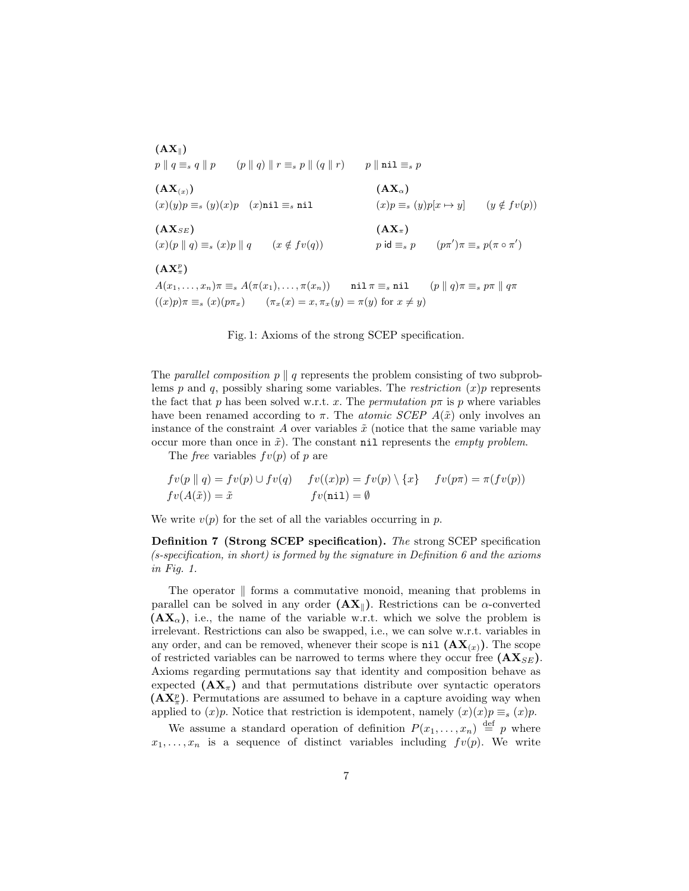$(\mathbf{AX}_{\parallel})$

$$p \parallel q \equiv_s q \parallel p \qquad (p \parallel q) \parallel r \equiv_s p \parallel (q \parallel r) \qquad p \parallel \texttt{nil} \equiv_s p$$

$(\mathbf{AX}_{(x)})$

$$(x)(y)p \equiv_s (y)(x)p \quad (x)\texttt{nil} \equiv_s \texttt{nil}$$

$(\mathbf{AX}_{\alpha})$

$$(x)p \equiv_s (y)p[x \mapsto y] \qquad (y \notin fv(p))$$

$(\mathbf{AX}_{SE})$

$$(x)(p \parallel q) \equiv_s (x)p \parallel q \qquad (x \notin fv(q))$$

$(\mathbf{AX}_{\pi})$

$$p\,\mathsf{id} \equiv_s p \qquad (p\pi')\pi \equiv_s p(\pi \circ \pi')$$

$(\mathbf{AX}^{p}_{\pi})$

$$A(x_1, \ldots, x_n)\pi \equiv_s A(\pi(x_1), \ldots, \pi(x_n)) \qquad \texttt{nil}\,\pi \equiv_s \texttt{nil} \qquad (p \parallel q)\pi \equiv_s p\pi \parallel q\pi$$

$$((x)p)\pi \equiv_s (x)(p\pi_x) \qquad (\pi_x(x) = x, \pi_x(y) = \pi(y) \text{ for } x \neq y)$$

Fig. 1: Axioms of the strong SCEP specification.

The *parallel composition* $p \parallel q$ represents the problem consisting of two subproblems $p$ and $q$, possibly sharing some variables. The *restriction* $(x)p$ represents the fact that $p$ has been solved w.r.t. $x$. The *permutation* $p\pi$ is $p$ where variables have been renamed according to $\pi$. The *atomic SCEP* $A(\tilde{x})$ only involves an instance of the constraint $A$ over variables $\tilde{x}$ (notice that the same variable may occur more than once in $\tilde{x}$). The constant `nil` represents the *empty problem*.

The *free* variables $fv(p)$ of $p$ are

$$fv(p \parallel q) = fv(p) \cup fv(q) \qquad fv((x)p) = fv(p) \setminus \{x\} \qquad fv(p\pi) = \pi(fv(p))$$
$$fv(A(\tilde{x})) = \tilde{x} \qquad\qquad fv(\texttt{nil}) = \emptyset$$

We write $v(p)$ for the set of all the variables occurring in $p$.

**Definition 7 (Strong SCEP specification).** *The* strong SCEP specification *(s-specification, in short) is formed by the signature in Definition 6 and the axioms in Fig. 1.*

The operator $\parallel$ forms a commutative monoid, meaning that problems in parallel can be solved in any order $(\mathbf{AX}_{\parallel})$. Restrictions can be $\alpha$-converted $(\mathbf{AX}_{\alpha})$, i.e., the name of the variable w.r.t. which we solve the problem is irrelevant. Restrictions can also be swapped, i.e., we can solve w.r.t. variables in any order, and can be removed, whenever their scope is `nil` $(\mathbf{AX}_{(x)})$. The scope of restricted variables can be narrowed to terms where they occur free $(\mathbf{AX}_{SE})$. Axioms regarding permutations say that identity and composition behave as expected $(\mathbf{AX}_{\pi})$ and that permutations distribute over syntactic operators $(\mathbf{AX}^{p}_{\pi})$. Permutations are assumed to behave in a capture avoiding way when applied to $(x)p$. Notice that restriction is idempotent, namely $(x)(x)p \equiv_s (x)p$.

We assume a standard operation of definition $P(x_1, \ldots, x_n) \stackrel{\text{def}}{=} p$ where $x_1, \ldots, x_n$ is a sequence of distinct variables including $fv(p)$. We write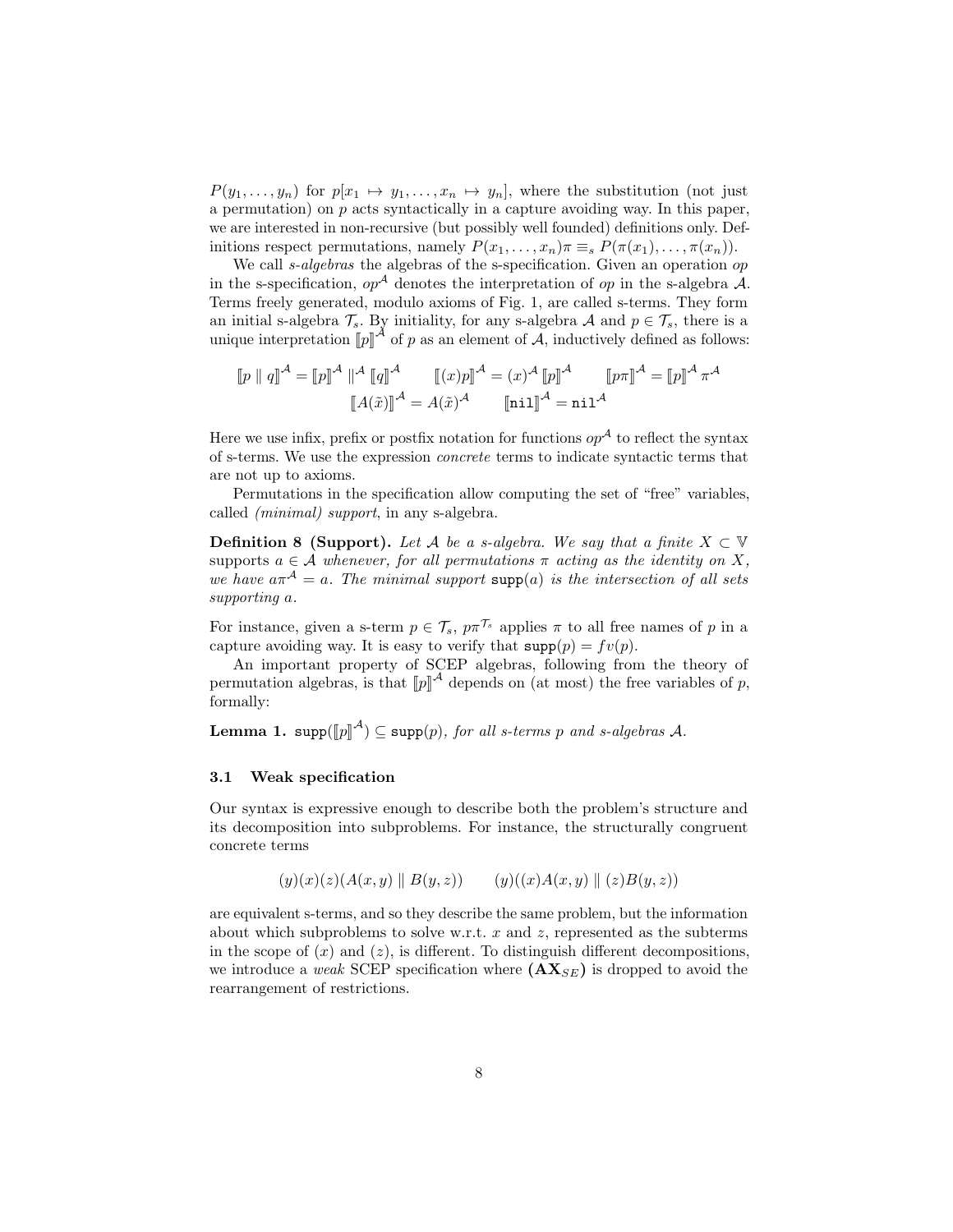$P(y_1, \ldots, y_n)$ for $p[x_1 \mapsto y_1, \ldots, x_n \mapsto y_n]$, where the substitution (not just a permutation) on $p$ acts syntactically in a capture avoiding way. In this paper, we are interested in non-recursive (but possibly well founded) definitions only. Definitions respect permutations, namely $P(x_1, \ldots, x_n)\pi \equiv_s P(\pi(x_1), \ldots, \pi(x_n))$.

We call *s-algebras* the algebras of the s-specification. Given an operation *op* in the s-specification, $op^{\mathcal{A}}$ denotes the interpretation of *op* in the s-algebra $\mathcal{A}$. Terms freely generated, modulo axioms of Fig. 1, are called s-terms. They form an initial s-algebra $\mathcal{T}_s$. By initiality, for any s-algebra $\mathcal{A}$ and $p \in \mathcal{T}_s$, there is a unique interpretation $[\![p]\!]^{\mathcal{A}}$ of $p$ as an element of $\mathcal{A}$, inductively defined as follows:

$$[\![p \parallel q]\!]^{\mathcal{A}} = [\![p]\!]^{\mathcal{A}} \parallel^{\mathcal{A}} [\![q]\!]^{\mathcal{A}} \qquad [\![(x)p]\!]^{\mathcal{A}} = (x)^{\mathcal{A}} [\![p]\!]^{\mathcal{A}} \qquad [\![p\pi]\!]^{\mathcal{A}} = [\![p]\!]^{\mathcal{A}} \pi^{\mathcal{A}}$$
$$[\![A(\tilde{x})]\!]^{\mathcal{A}} = A(\tilde{x})^{\mathcal{A}} \qquad [\![\mathtt{nil}]\!]^{\mathcal{A}} = \mathtt{nil}^{\mathcal{A}}$$

Here we use infix, prefix or postfix notation for functions $op^{\mathcal{A}}$ to reflect the syntax of s-terms. We use the expression *concrete* terms to indicate syntactic terms that are not up to axioms.

Permutations in the specification allow computing the set of "free" variables, called *(minimal) support*, in any s-algebra.

**Definition 8 (Support).** *Let $\mathcal{A}$ be a s-algebra. We say that a finite $X \subset \mathbb{V}$ supports $a \in \mathcal{A}$ whenever, for all permutations $\pi$ acting as the identity on $X$, we have $a\pi^{\mathcal{A}} = a$. The minimal support $\mathtt{supp}(a)$ is the intersection of all sets supporting $a$.*

For instance, given a s-term $p \in \mathcal{T}_s$, $p\pi^{\mathcal{T}_s}$ applies $\pi$ to all free names of $p$ in a capture avoiding way. It is easy to verify that $\mathtt{supp}(p) = fv(p)$.

An important property of SCEP algebras, following from the theory of permutation algebras, is that $[\![p]\!]^{\mathcal{A}}$ depends on (at most) the free variables of $p$, formally:

**Lemma 1.** $\mathtt{supp}([\![p]\!]^{\mathcal{A}}) \subseteq \mathtt{supp}(p)$*, for all s-terms $p$ and s-algebras $\mathcal{A}$.*

### 3.1 Weak specification

Our syntax is expressive enough to describe both the problem's structure and its decomposition into subproblems. For instance, the structurally congruent concrete terms

$$(y)(x)(z)(A(x, y) \parallel B(y, z)) \qquad (y)((x)A(x, y) \parallel (z)B(y, z))$$

are equivalent s-terms, and so they describe the same problem, but the information about which subproblems to solve w.r.t. $x$ and $z$, represented as the subterms in the scope of $(x)$ and $(z)$, is different. To distinguish different decompositions, we introduce a *weak* SCEP specification where $(\mathbf{AX}_{SE})$ is dropped to avoid the rearrangement of restrictions.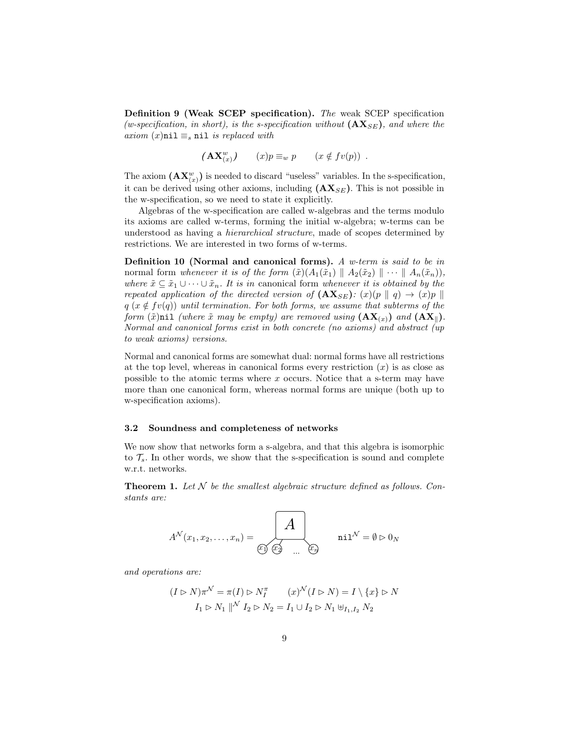**Definition 9 (Weak SCEP specification).** *The* weak SCEP specification *(w-specification, in short), is the s-specification without* $(\mathbf{AX}_{SE})$*, and where the axiom* $(x)\mathtt{nil} \equiv_s \mathtt{nil}$ *is replaced with*

$$(\mathbf{AX}^w_{(x)}) \qquad (x)p \equiv_w p \qquad (x \notin fv(p)) \ .$$

The axiom $(\mathbf{AX}^w_{(x)})$ is needed to discard "useless" variables. In the s-specification, it can be derived using other axioms, including $(\mathbf{AX}_{SE})$. This is not possible in the w-specification, so we need to state it explicitly.

Algebras of the w-specification are called w-algebras and the terms modulo its axioms are called w-terms, forming the initial w-algebra; w-terms can be understood as having a *hierarchical structure*, made of scopes determined by restrictions. We are interested in two forms of w-terms.

**Definition 10 (Normal and canonical forms).** *A w-term is said to be in* normal form *whenever it is of the form* $(\tilde{x})(A_1(\tilde{x}_1) \parallel A_2(\tilde{x}_2) \parallel \cdots \parallel A_n(\tilde{x}_n))$*, where* $\tilde{x} \subseteq \tilde{x}_1 \cup \cdots \cup \tilde{x}_n$*. It is in* canonical form *whenever it is obtained by the repeated application of the directed version of* $(\mathbf{AX}_{SE})$*:* $(x)(p \parallel q) \to (x)p \parallel q$ $(x \notin fv(q))$ *until termination. For both forms, we assume that subterms of the form* $(\tilde{x})\mathtt{nil}$ *(where* $\tilde{x}$ *may be empty) are removed using* $(\mathbf{AX}_{(x)})$ *and* $(\mathbf{AX}_{\parallel})$*. Normal and canonical forms exist in both concrete (no axioms) and abstract (up to weak axioms) versions.*

Normal and canonical forms are somewhat dual: normal forms have all restrictions at the top level, whereas in canonical forms every restriction $(x)$ is as close as possible to the atomic terms where $x$ occurs. Notice that a s-term may have more than one canonical form, whereas normal forms are unique (both up to w-specification axioms).

### 3.2 Soundness and completeness of networks

We now show that networks form a s-algebra, and that this algebra is isomorphic to $\mathcal{T}_s$. In other words, we show that the s-specification is sound and complete w.r.t. networks.

**Theorem 1.** *Let* $\mathcal{N}$ *be the smallest algebraic structure defined as follows. Constants are:*

$$A^{\mathcal{N}}(x_1, x_2, \ldots, x_n) = [\text{box } A \text{ connected to } x_1, x_2, \ldots, x_n] \qquad \mathtt{nil}^{\mathcal{N}} = \emptyset \rhd 0_N$$

*and operations are:*

$$(I \rhd N)\pi^{\mathcal{N}} = \pi(I) \rhd N^{\pi}_I \qquad (x)^{\mathcal{N}}(I \rhd N) = I \setminus \{x\} \rhd N$$
$$I_1 \rhd N_1 \parallel^{\mathcal{N}} I_2 \rhd N_2 = I_1 \cup I_2 \rhd N_1 \uplus_{I_1,I_2} N_2$$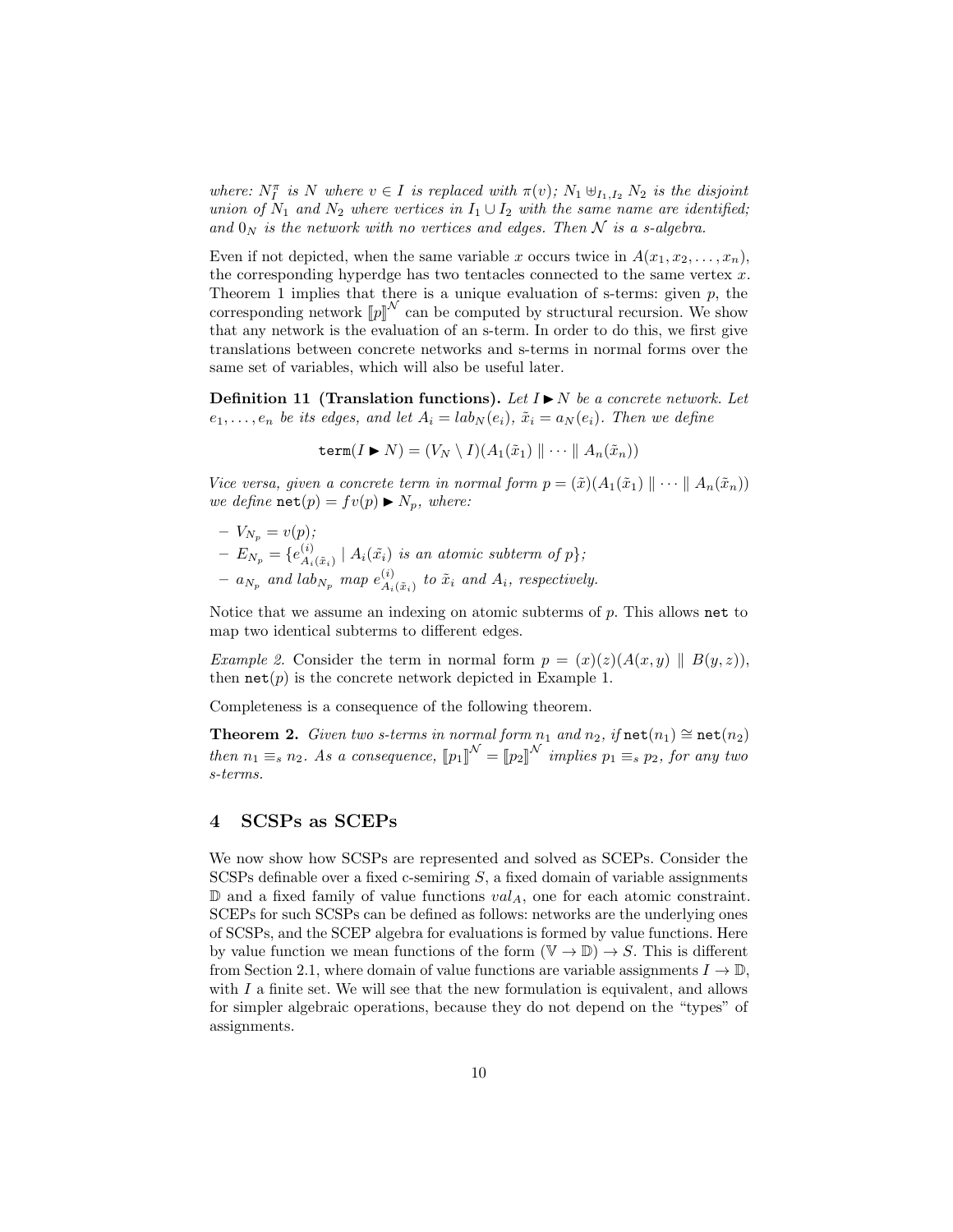*where: $N^{\pi}_{I}$ is $N$ where $v \in I$ is replaced with $\pi(v)$; $N_1 \uplus_{I_1,I_2} N_2$ is the disjoint union of $N_1$ and $N_2$ where vertices in $I_1 \cup I_2$ with the same name are identified; and $0_N$ is the network with no vertices and edges. Then $\mathcal{N}$ is a s-algebra.*

Even if not depicted, when the same variable $x$ occurs twice in $A(x_1, x_2, \ldots, x_n)$, the corresponding hyperdge has two tentacles connected to the same vertex $x$. Theorem 1 implies that there is a unique evaluation of s-terms: given $p$, the corresponding network $[\![p]\!]^{\mathcal{N}}$ can be computed by structural recursion. We show that any network is the evaluation of an s-term. In order to do this, we first give translations between concrete networks and s-terms in normal forms over the same set of variables, which will also be useful later.

**Definition 11 (Translation functions).** *Let $I \blacktriangleright N$ be a concrete network. Let $e_1, \ldots, e_n$ be its edges, and let $A_i = lab_N(e_i)$, $\tilde{x}_i = a_N(e_i)$. Then we define*

$$\mathtt{term}(I \blacktriangleright N) = (V_N \setminus I)(A_1(\tilde{x}_1) \parallel \cdots \parallel A_n(\tilde{x}_n))$$

*Vice versa, given a concrete term in normal form $p = (\tilde{x})(A_1(\tilde{x}_1) \parallel \cdots \parallel A_n(\tilde{x}_n))$ we define $\mathtt{net}(p) = fv(p) \blacktriangleright N_p$, where:*

- *$V_{N_p} = v(p)$;*
- *$E_{N_p} = \{e^{(i)}_{A_i(\tilde{x}_i)} \mid A_i(\tilde{x}_i) \text{ is an atomic subterm of } p\}$;*
- *$a_{N_p}$ and $lab_{N_p}$ map $e^{(i)}_{A_i(\tilde{x}_i)}$ to $\tilde{x}_i$ and $A_i$, respectively.*

Notice that we assume an indexing on atomic subterms of $p$. This allows $\mathtt{net}$ to map two identical subterms to different edges.

*Example 2.* Consider the term in normal form $p = (x)(z)(A(x,y) \parallel B(y,z))$, then $\mathtt{net}(p)$ is the concrete network depicted in Example 1.

Completeness is a consequence of the following theorem.

**Theorem 2.** *Given two s-terms in normal form $n_1$ and $n_2$, if $\mathtt{net}(n_1) \cong \mathtt{net}(n_2)$ then $n_1 \equiv_s n_2$. As a consequence, $[\![p_1]\!]^{\mathcal{N}} = [\![p_2]\!]^{\mathcal{N}}$ implies $p_1 \equiv_s p_2$, for any two s-terms.*

## 4 SCSPs as SCEPs

We now show how SCSPs are represented and solved as SCEPs. Consider the SCSPs definable over a fixed c-semiring $S$, a fixed domain of variable assignments $\mathbb{D}$ and a fixed family of value functions $val_A$, one for each atomic constraint. SCEPs for such SCSPs can be defined as follows: networks are the underlying ones of SCSPs, and the SCEP algebra for evaluations is formed by value functions. Here by value function we mean functions of the form $(\mathbb{V} \to \mathbb{D}) \to S$. This is different from Section 2.1, where domain of value functions are variable assignments $I \to \mathbb{D}$, with $I$ a finite set. We will see that the new formulation is equivalent, and allows for simpler algebraic operations, because they do not depend on the "types" of assignments.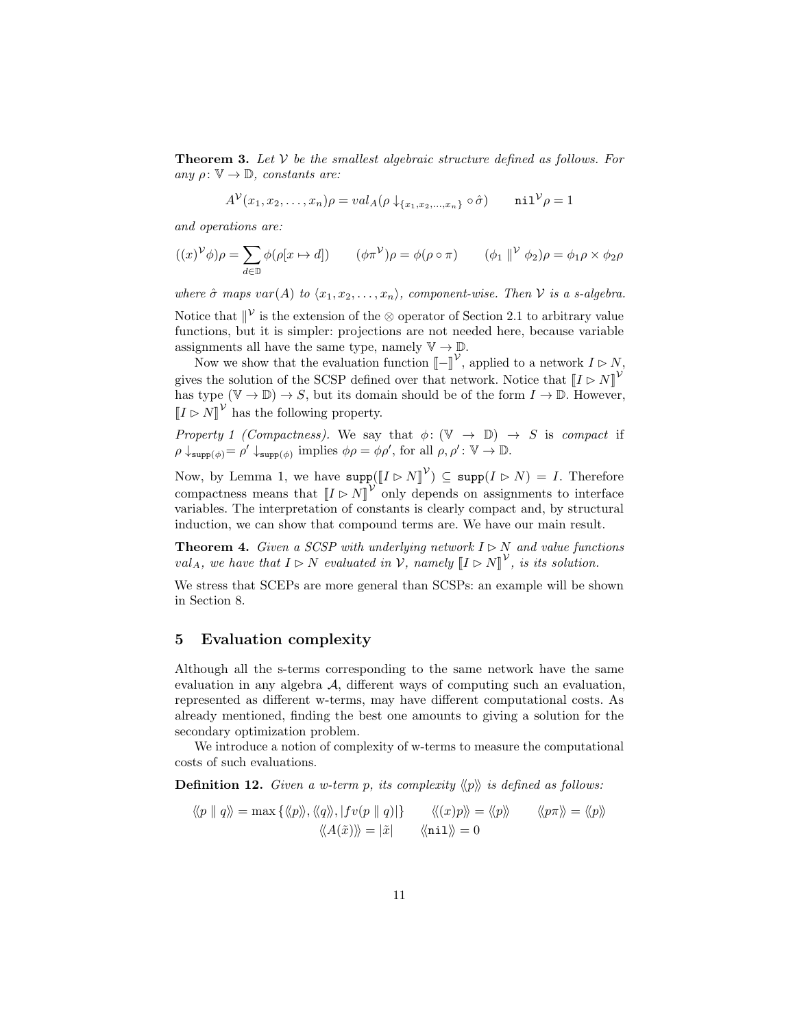**Theorem 3.** *Let $\mathcal{V}$ be the smallest algebraic structure defined as follows. For any $\rho \colon \mathbb{V} \to \mathbb{D}$, constants are:*

$$A^{\mathcal{V}}(x_1, x_2, \ldots, x_n)\rho = val_A(\rho \downarrow_{\{x_1, x_2, \ldots, x_n\}} \circ \hat{\sigma}) \qquad \mathtt{nil}^{\mathcal{V}}\rho = 1$$

*and operations are:*

$$((x)^{\mathcal{V}}\phi)\rho = \sum_{d \in \mathbb{D}} \phi(\rho[x \mapsto d]) \qquad (\phi\pi^{\mathcal{V}})\rho = \phi(\rho \circ \pi) \qquad (\phi_1 \parallel^{\mathcal{V}} \phi_2)\rho = \phi_1\rho \times \phi_2\rho$$

*where $\hat{\sigma}$ maps $var(A)$ to $\langle x_1, x_2, \ldots, x_n \rangle$, component-wise. Then $\mathcal{V}$ is a s-algebra.*

Notice that $\parallel^{\mathcal{V}}$ is the extension of the $\otimes$ operator of Section 2.1 to arbitrary value functions, but it is simpler: projections are not needed here, because variable assignments all have the same type, namely $\mathbb{V} \to \mathbb{D}$.

Now we show that the evaluation function $\llbracket - \rrbracket^{\mathcal{V}}$, applied to a network $I \rhd N$, gives the solution of the SCSP defined over that network. Notice that $\llbracket I \rhd N \rrbracket^{\mathcal{V}}$ has type $(\mathbb{V} \to \mathbb{D}) \to S$, but its domain should be of the form $I \to \mathbb{D}$. However, $\llbracket I \rhd N \rrbracket^{\mathcal{V}}$ has the following property.

*Property 1 (Compactness).* We say that $\phi \colon (\mathbb{V} \to \mathbb{D}) \to S$ is *compact* if $\rho \downarrow_{\mathtt{supp}(\phi)} = \rho' \downarrow_{\mathtt{supp}(\phi)}$ implies $\phi\rho = \phi\rho'$, for all $\rho, \rho' \colon \mathbb{V} \to \mathbb{D}$.

Now, by Lemma 1, we have $\mathtt{supp}(\llbracket I \rhd N \rrbracket^{\mathcal{V}}) \subseteq \mathtt{supp}(I \rhd N) = I$. Therefore compactness means that $\llbracket I \rhd N \rrbracket^{\mathcal{V}}$ only depends on assignments to interface variables. The interpretation of constants is clearly compact and, by structural induction, we can show that compound terms are. We have our main result.

**Theorem 4.** *Given a SCSP with underlying network $I \rhd N$ and value functions $val_A$, we have that $I \rhd N$ evaluated in $\mathcal{V}$, namely $\llbracket I \rhd N \rrbracket^{\mathcal{V}}$, is its solution.*

We stress that SCEPs are more general than SCSPs: an example will be shown in Section 8.

## 5 Evaluation complexity

Although all the s-terms corresponding to the same network have the same evaluation in any algebra $\mathcal{A}$, different ways of computing such an evaluation, represented as different w-terms, may have different computational costs. As already mentioned, finding the best one amounts to giving a solution for the secondary optimization problem.

We introduce a notion of complexity of w-terms to measure the computational costs of such evaluations.

**Definition 12.** *Given a w-term $p$, its complexity $\langle\!\langle p \rangle\!\rangle$ is defined as follows:*

$$\langle\!\langle p \parallel q \rangle\!\rangle = \max\{\langle\!\langle p \rangle\!\rangle, \langle\!\langle q \rangle\!\rangle, |fv(p \parallel q)|\} \qquad \langle\!\langle (x)p \rangle\!\rangle = \langle\!\langle p \rangle\!\rangle \qquad \langle\!\langle p\pi \rangle\!\rangle = \langle\!\langle p \rangle\!\rangle$$
$$\langle\!\langle A(\tilde{x}) \rangle\!\rangle = |\tilde{x}| \qquad \langle\!\langle \mathtt{nil} \rangle\!\rangle = 0$$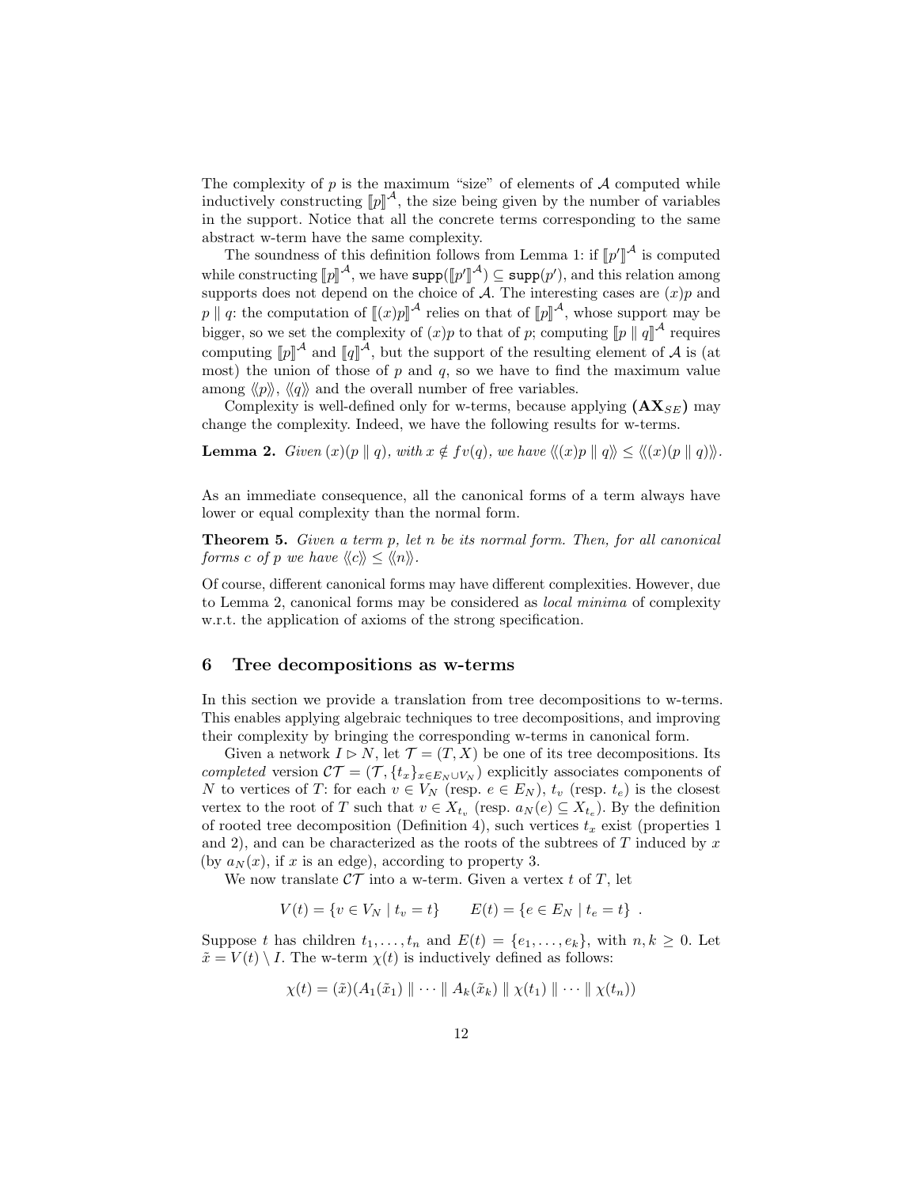The complexity of $p$ is the maximum "size" of elements of $\mathcal{A}$ computed while inductively constructing $[\![p]\!]^{\mathcal{A}}$, the size being given by the number of variables in the support. Notice that all the concrete terms corresponding to the same abstract w-term have the same complexity.

The soundness of this definition follows from Lemma 1: if $[\![p']\!]^{\mathcal{A}}$ is computed while constructing $[\![p]\!]^{\mathcal{A}}$, we have $\mathtt{supp}([\![p']\!]^{\mathcal{A}}) \subseteq \mathtt{supp}(p')$, and this relation among supports does not depend on the choice of $\mathcal{A}$. The interesting cases are $(x)p$ and $p \parallel q$: the computation of $[\![(x)p]\!]^{\mathcal{A}}$ relies on that of $[\![p]\!]^{\mathcal{A}}$, whose support may be bigger, so we set the complexity of $(x)p$ to that of $p$; computing $[\![p \parallel q]\!]^{\mathcal{A}}$ requires computing $[\![p]\!]^{\mathcal{A}}$ and $[\![q]\!]^{\mathcal{A}}$, but the support of the resulting element of $\mathcal{A}$ is (at most) the union of those of $p$ and $q$, so we have to find the maximum value among $\langle\!\langle p \rangle\!\rangle$, $\langle\!\langle q \rangle\!\rangle$ and the overall number of free variables.

Complexity is well-defined only for w-terms, because applying $(\mathbf{AX}_{SE})$ may change the complexity. Indeed, we have the following results for w-terms.

**Lemma 2.** *Given $(x)(p \parallel q)$, with $x \notin fv(q)$, we have $\langle\!\langle (x)p \parallel q \rangle\!\rangle \leq \langle\!\langle (x)(p \parallel q) \rangle\!\rangle$.*

As an immediate consequence, all the canonical forms of a term always have lower or equal complexity than the normal form.

**Theorem 5.** *Given a term $p$, let $n$ be its normal form. Then, for all canonical forms $c$ of $p$ we have $\langle\!\langle c \rangle\!\rangle \leq \langle\!\langle n \rangle\!\rangle$.*

Of course, different canonical forms may have different complexities. However, due to Lemma 2, canonical forms may be considered as *local minima* of complexity w.r.t. the application of axioms of the strong specification.

## 6 Tree decompositions as w-terms

In this section we provide a translation from tree decompositions to w-terms. This enables applying algebraic techniques to tree decompositions, and improving their complexity by bringing the corresponding w-terms in canonical form.

Given a network $I \rhd N$, let $\mathcal{T} = (T, X)$ be one of its tree decompositions. Its *completed* version $\mathcal{CT} = (\mathcal{T}, \{t_x\}_{x \in E_N \cup V_N})$ explicitly associates components of $N$ to vertices of $T$: for each $v \in V_N$ (resp. $e \in E_N$), $t_v$ (resp. $t_e$) is the closest vertex to the root of $T$ such that $v \in X_{t_v}$ (resp. $a_N(e) \subseteq X_{t_e}$). By the definition of rooted tree decomposition (Definition 4), such vertices $t_x$ exist (properties 1 and 2), and can be characterized as the roots of the subtrees of $T$ induced by $x$ (by $a_N(x)$, if $x$ is an edge), according to property 3.

We now translate $\mathcal{CT}$ into a w-term. Given a vertex $t$ of $T$, let

$$V(t) = \{v \in V_N \mid t_v = t\} \qquad E(t) = \{e \in E_N \mid t_e = t\} \ .$$

Suppose $t$ has children $t_1, \dots, t_n$ and $E(t) = \{e_1, \dots, e_k\}$, with $n, k \geq 0$. Let $\tilde{x} = V(t) \setminus I$. The w-term $\chi(t)$ is inductively defined as follows:

$$\chi(t) = (\tilde{x})(A_1(\tilde{x}_1) \parallel \cdots \parallel A_k(\tilde{x}_k) \parallel \chi(t_1) \parallel \cdots \parallel \chi(t_n))$$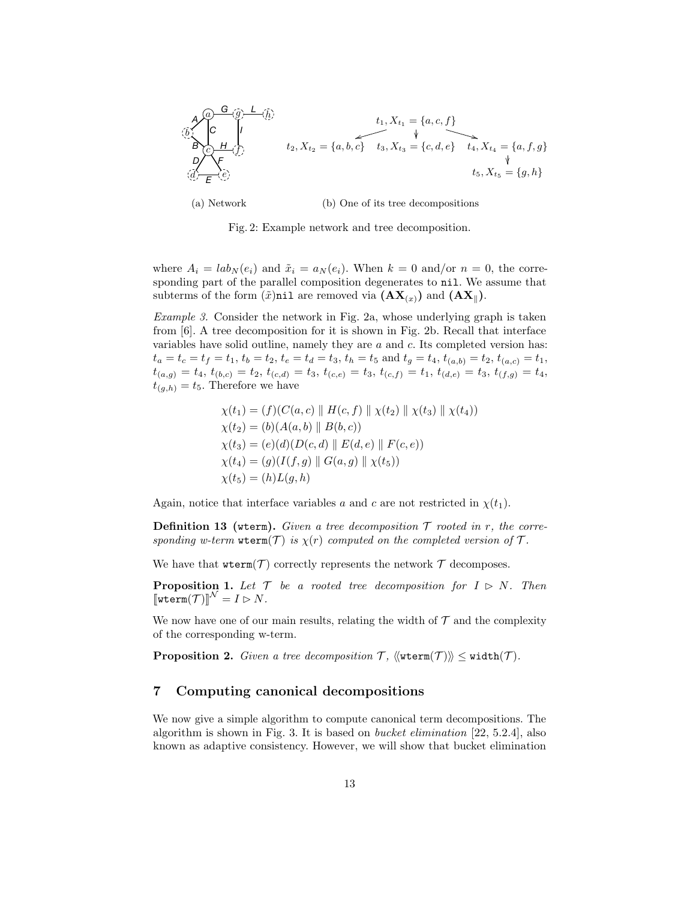(a) Network (b) One of its tree decompositions

Fig. 2: Example network and tree decomposition.

where $A_i = lab_N(e_i)$ and $\tilde{x}_i = a_N(e_i)$. When $k = 0$ and/or $n = 0$, the corresponding part of the parallel composition degenerates to `nil`. We assume that subterms of the form $(\tilde{x})$`nil` are removed via $(\mathbf{AX}_{(x)})$ and $(\mathbf{AX}_{\|})$.

*Example 3.* Consider the network in Fig. 2a, whose underlying graph is taken from [6]. A tree decomposition for it is shown in Fig. 2b. Recall that interface variables have solid outline, namely they are $a$ and $c$. Its completed version has: $t_a = t_c = t_f = t_1$, $t_b = t_2$, $t_e = t_d = t_3$, $t_h = t_5$ and $t_g = t_4$, $t_{(a,b)} = t_2$, $t_{(a,c)} = t_1$, $t_{(a,g)} = t_4$, $t_{(b,c)} = t_2$, $t_{(c,d)} = t_3$, $t_{(c,e)} = t_3$, $t_{(c,f)} = t_1$, $t_{(d,e)} = t_3$, $t_{(f,g)} = t_4$, $t_{(g,h)} = t_5$. Therefore we have

$$
\begin{aligned}
\chi(t_1) &= (f)(C(a,c) \parallel H(c,f) \parallel \chi(t_2) \parallel \chi(t_3) \parallel \chi(t_4)) \\
\chi(t_2) &= (b)(A(a,b) \parallel B(b,c)) \\
\chi(t_3) &= (e)(d)(D(c,d) \parallel E(d,e) \parallel F(c,e)) \\
\chi(t_4) &= (g)(I(f,g) \parallel G(a,g) \parallel \chi(t_5)) \\
\chi(t_5) &= (h)L(g,h)
\end{aligned}
$$

Again, notice that interface variables $a$ and $c$ are not restricted in $\chi(t_1)$.

**Definition 13 (`wterm`).** *Given a tree decomposition $\mathcal{T}$ rooted in $r$, the corresponding w-term $\mathtt{wterm}(\mathcal{T})$ is $\chi(r)$ computed on the completed version of $\mathcal{T}$.*

We have that $\mathtt{wterm}(\mathcal{T})$ correctly represents the network $\mathcal{T}$ decomposes.

**Proposition 1.** *Let $\mathcal{T}$ be a rooted tree decomposition for $I \rhd N$. Then $[\![\mathtt{wterm}(\mathcal{T})]\!]^{\mathcal{N}} = I \rhd N$.*

We now have one of our main results, relating the width of $\mathcal{T}$ and the complexity of the corresponding w-term.

**Proposition 2.** *Given a tree decomposition $\mathcal{T}$, $\langle\!\langle \mathtt{wterm}(\mathcal{T}) \rangle\!\rangle \leq \mathtt{width}(\mathcal{T})$.*

## 7 Computing canonical decompositions

We now give a simple algorithm to compute canonical term decompositions. The algorithm is shown in Fig. 3. It is based on *bucket elimination* [22, 5.2.4], also known as adaptive consistency. However, we will show that bucket elimination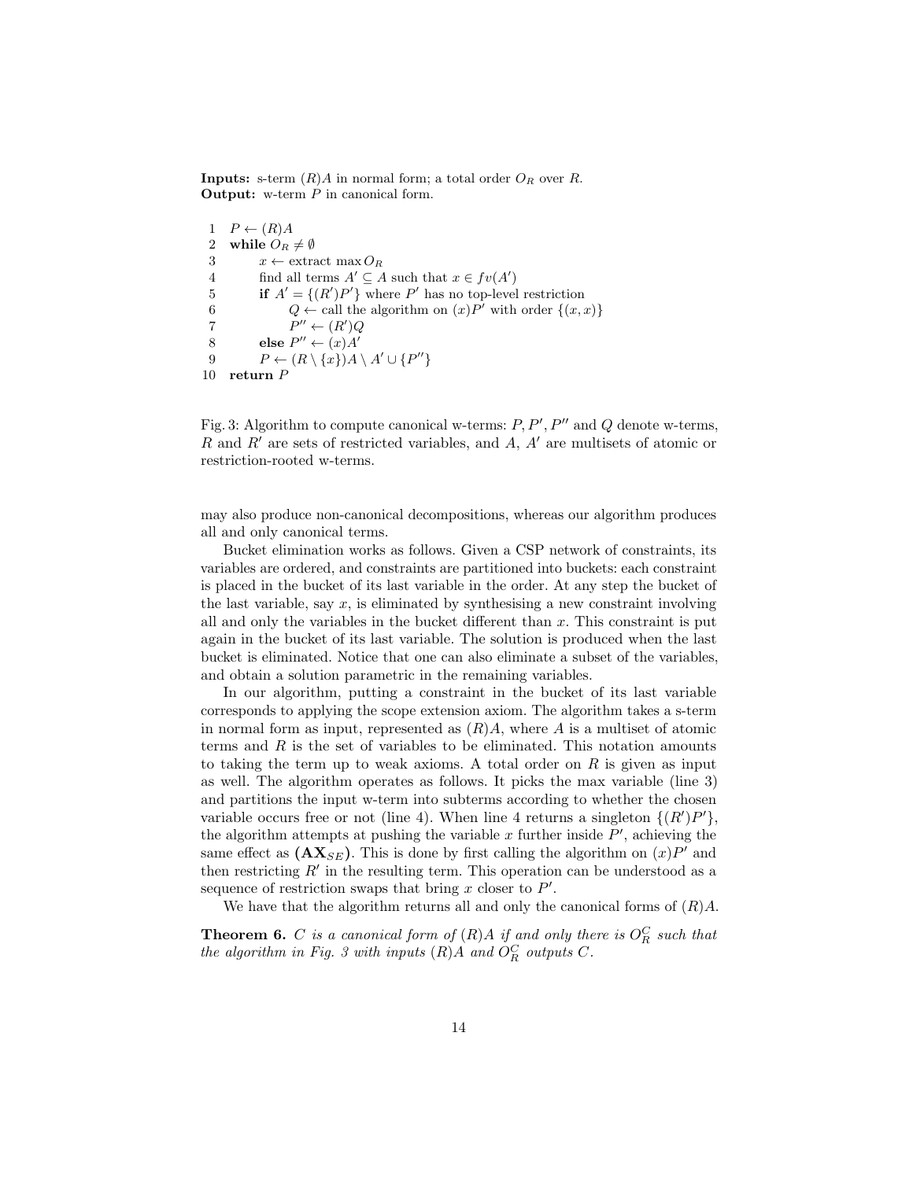**Inputs:** s-term $(R)A$ in normal form; a total order $O_R$ over $R$.
**Output:** w-term $P$ in canonical form.

```
 1  P ← (R)A
 2  while O_R ≠ ∅
 3      x ← extract max O_R
 4      find all terms A' ⊆ A such that x ∈ fv(A')
 5      if A' = {(R')P'} where P' has no top-level restriction
 6          Q ← call the algorithm on (x)P' with order {(x, x)}
 7          P'' ← (R')Q
 8      else P'' ← (x)A'
 9      P ← (R \ {x})A \ A' ∪ {P''}
10  return P
```

Fig. 3: Algorithm to compute canonical w-terms: $P, P', P''$ and $Q$ denote w-terms, $R$ and $R'$ are sets of restricted variables, and $A$, $A'$ are multisets of atomic or restriction-rooted w-terms.

may also produce non-canonical decompositions, whereas our algorithm produces all and only canonical terms.

Bucket elimination works as follows. Given a CSP network of constraints, its variables are ordered, and constraints are partitioned into buckets: each constraint is placed in the bucket of its last variable in the order. At any step the bucket of the last variable, say $x$, is eliminated by synthesising a new constraint involving all and only the variables in the bucket different than $x$. This constraint is put again in the bucket of its last variable. The solution is produced when the last bucket is eliminated. Notice that one can also eliminate a subset of the variables, and obtain a solution parametric in the remaining variables.

In our algorithm, putting a constraint in the bucket of its last variable corresponds to applying the scope extension axiom. The algorithm takes a s-term in normal form as input, represented as $(R)A$, where $A$ is a multiset of atomic terms and $R$ is the set of variables to be eliminated. This notation amounts to taking the term up to weak axioms. A total order on $R$ is given as input as well. The algorithm operates as follows. It picks the max variable (line 3) and partitions the input w-term into subterms according to whether the chosen variable occurs free or not (line 4). When line 4 returns a singleton $\{(R')P'\}$, the algorithm attempts at pushing the variable $x$ further inside $P'$, achieving the same effect as $(\mathbf{AX}_{SE})$. This is done by first calling the algorithm on $(x)P'$ and then restricting $R'$ in the resulting term. This operation can be understood as a sequence of restriction swaps that bring $x$ closer to $P'$.

We have that the algorithm returns all and only the canonical forms of $(R)A$.

**Theorem 6.** *$C$ is a canonical form of $(R)A$ if and only there is $O_R^C$ such that the algorithm in Fig. 3 with inputs $(R)A$ and $O_R^C$ outputs $C$.*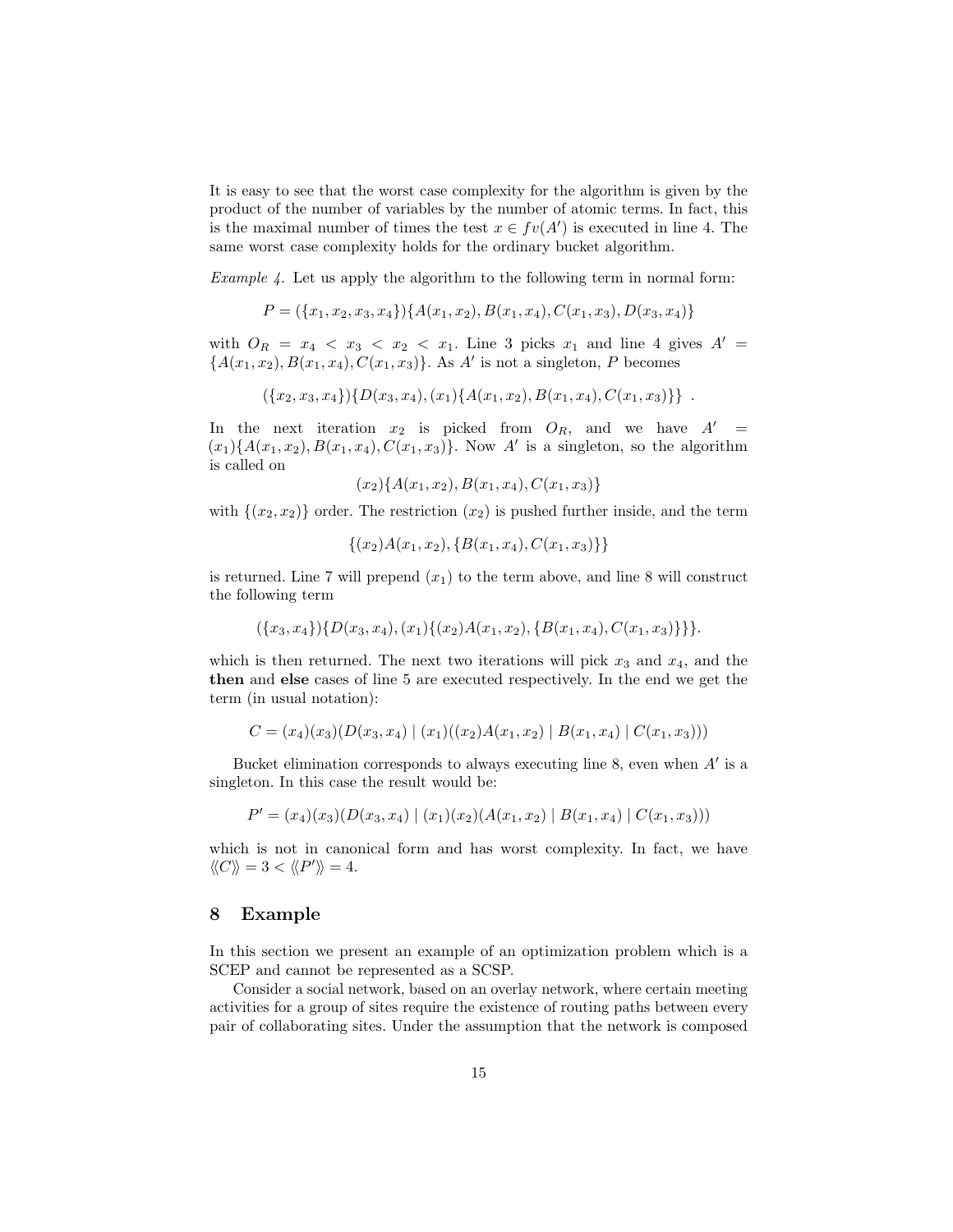It is easy to see that the worst case complexity for the algorithm is given by the product of the number of variables by the number of atomic terms. In fact, this is the maximal number of times the test $x \in fv(A')$ is executed in line 4. The same worst case complexity holds for the ordinary bucket algorithm.

*Example 4.* Let us apply the algorithm to the following term in normal form:

$$P = (\{x_1, x_2, x_3, x_4\})\{A(x_1, x_2), B(x_1, x_4), C(x_1, x_3), D(x_3, x_4)\}$$

with $O_R = x_4 < x_3 < x_2 < x_1$. Line 3 picks $x_1$ and line 4 gives $A' = \{A(x_1, x_2), B(x_1, x_4), C(x_1, x_3)\}$. As $A'$ is not a singleton, $P$ becomes

$$(\{x_2, x_3, x_4\})\{D(x_3, x_4), (x_1)\{A(x_1, x_2), B(x_1, x_4), C(x_1, x_3)\}\} \ .$$

In the next iteration $x_2$ is picked from $O_R$, and we have $A' = (x_1)\{A(x_1, x_2), B(x_1, x_4), C(x_1, x_3)\}$. Now $A'$ is a singleton, so the algorithm is called on

$$(x_2)\{A(x_1, x_2), B(x_1, x_4), C(x_1, x_3)\}$$

with $\{(x_2, x_2)\}$ order. The restriction $(x_2)$ is pushed further inside, and the term

$$\{(x_2)A(x_1, x_2), \{B(x_1, x_4), C(x_1, x_3)\}\}$$

is returned. Line 7 will prepend $(x_1)$ to the term above, and line 8 will construct the following term

$$(\{x_3, x_4\})\{D(x_3, x_4), (x_1)\{(x_2)A(x_1, x_2), \{B(x_1, x_4), C(x_1, x_3)\}\}\}.$$

which is then returned. The next two iterations will pick $x_3$ and $x_4$, and the **then** and **else** cases of line 5 are executed respectively. In the end we get the term (in usual notation):

$$C = (x_4)(x_3)(D(x_3, x_4) \mid (x_1)((x_2)A(x_1, x_2) \mid B(x_1, x_4) \mid C(x_1, x_3)))$$

Bucket elimination corresponds to always executing line 8, even when $A'$ is a singleton. In this case the result would be:

$$P' = (x_4)(x_3)(D(x_3, x_4) \mid (x_1)(x_2)(A(x_1, x_2) \mid B(x_1, x_4) \mid C(x_1, x_3)))$$

which is not in canonical form and has worst complexity. In fact, we have $\langle\!\langle C \rangle\!\rangle = 3 < \langle\!\langle P' \rangle\!\rangle = 4$.

## 8 Example

In this section we present an example of an optimization problem which is a SCEP and cannot be represented as a SCSP.

Consider a social network, based on an overlay network, where certain meeting activities for a group of sites require the existence of routing paths between every pair of collaborating sites. Under the assumption that the network is composed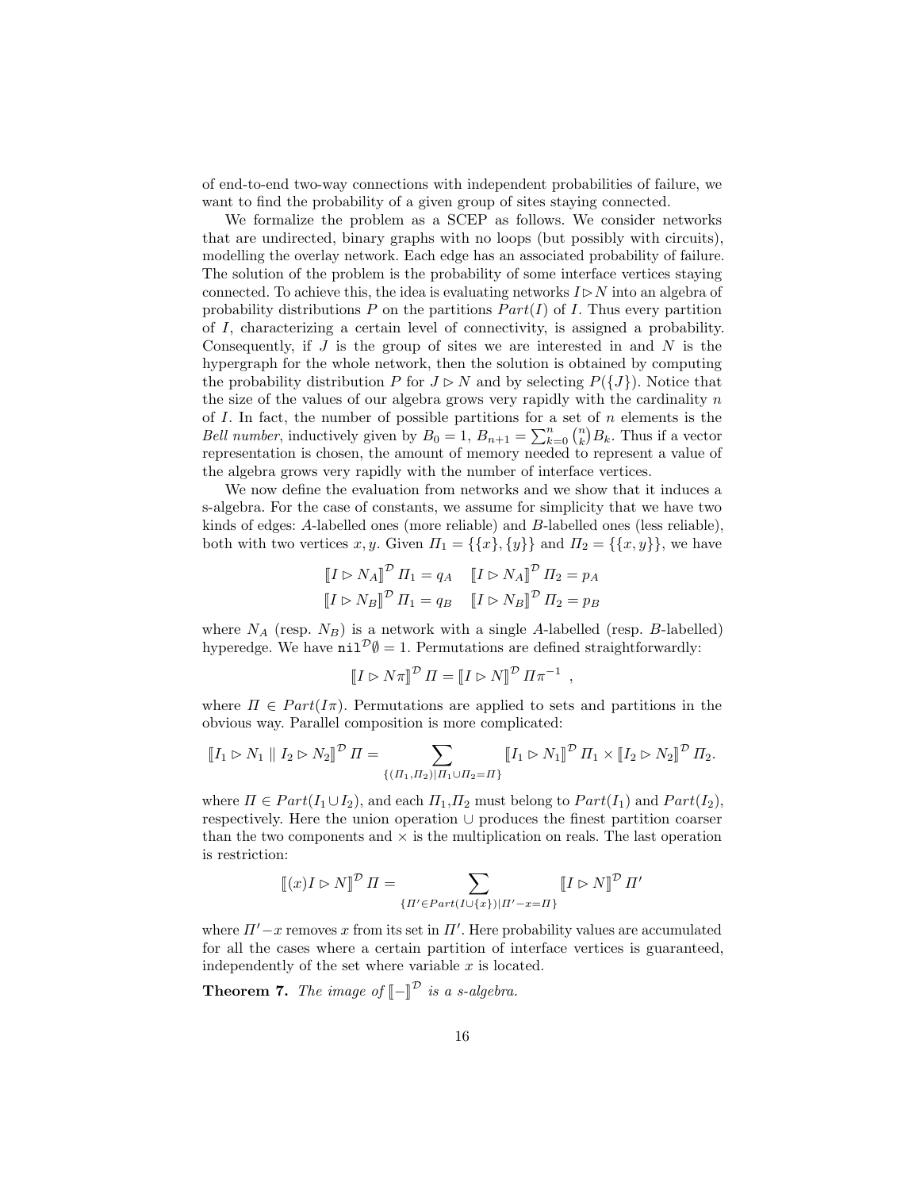of end-to-end two-way connections with independent probabilities of failure, we want to find the probability of a given group of sites staying connected.

We formalize the problem as a SCEP as follows. We consider networks that are undirected, binary graphs with no loops (but possibly with circuits), modelling the overlay network. Each edge has an associated probability of failure. The solution of the problem is the probability of some interface vertices staying connected. To achieve this, the idea is evaluating networks $I \triangleright N$ into an algebra of probability distributions $P$ on the partitions $Part(I)$ of $I$. Thus every partition of $I$, characterizing a certain level of connectivity, is assigned a probability. Consequently, if $J$ is the group of sites we are interested in and $N$ is the hypergraph for the whole network, then the solution is obtained by computing the probability distribution $P$ for $J \triangleright N$ and by selecting $P(\{J\})$. Notice that the size of the values of our algebra grows very rapidly with the cardinality $n$ of $I$. In fact, the number of possible partitions for a set of $n$ elements is the *Bell number*, inductively given by $B_0 = 1$, $B_{n+1} = \sum_{k=0}^{n} \binom{n}{k} B_k$. Thus if a vector representation is chosen, the amount of memory needed to represent a value of the algebra grows very rapidly with the number of interface vertices.

We now define the evaluation from networks and we show that it induces a s-algebra. For the case of constants, we assume for simplicity that we have two kinds of edges: $A$-labelled ones (more reliable) and $B$-labelled ones (less reliable), both with two vertices $x, y$. Given $\Pi_1 = \{\{x\},\{y\}\}$ and $\Pi_2 = \{\{x,y\}\}$, we have

$$
\begin{array}{ll}
[\![ I \triangleright N_A ]\!]^{\mathcal{D}}\, \Pi_1 = q_A & [\![ I \triangleright N_A ]\!]^{\mathcal{D}}\, \Pi_2 = p_A \\
[\![ I \triangleright N_B ]\!]^{\mathcal{D}}\, \Pi_1 = q_B & [\![ I \triangleright N_B ]\!]^{\mathcal{D}}\, \Pi_2 = p_B
\end{array}
$$

where $N_A$ (resp. $N_B$) is a network with a single $A$-labelled (resp. $B$-labelled) hyperedge. We have $\mathtt{nil}^{\mathcal{D}} \emptyset = 1$. Permutations are defined straightforwardly:

$$
[\![ I \triangleright N\pi ]\!]^{\mathcal{D}}\, \Pi = [\![ I \triangleright N ]\!]^{\mathcal{D}}\, \Pi\pi^{-1} \ ,
$$

where $\Pi \in Part(I\pi)$. Permutations are applied to sets and partitions in the obvious way. Parallel composition is more complicated:

$$
[\![ I_1 \triangleright N_1 \parallel I_2 \triangleright N_2 ]\!]^{\mathcal{D}}\, \Pi = \sum_{\{(\Pi_1,\Pi_2) \mid \Pi_1 \cup \Pi_2 = \Pi\}} [\![ I_1 \triangleright N_1 ]\!]^{\mathcal{D}}\, \Pi_1 \times [\![ I_2 \triangleright N_2 ]\!]^{\mathcal{D}}\, \Pi_2.
$$

where $\Pi \in Part(I_1 \cup I_2)$, and each $\Pi_1$,$\Pi_2$ must belong to $Part(I_1)$ and $Part(I_2)$, respectively. Here the union operation $\cup$ produces the finest partition coarser than the two components and $\times$ is the multiplication on reals. The last operation is restriction:

$$
[\![ (x) I \triangleright N ]\!]^{\mathcal{D}}\, \Pi = \sum_{\{\Pi' \in Part(I \cup \{x\}) \mid \Pi' - x = \Pi\}} [\![ I \triangleright N ]\!]^{\mathcal{D}}\, \Pi'
$$

where $\Pi' - x$ removes $x$ from its set in $\Pi'$. Here probability values are accumulated for all the cases where a certain partition of interface vertices is guaranteed, independently of the set where variable $x$ is located.

**Theorem 7.** *The image of* $[\![ - ]\!]^{\mathcal{D}}$ *is a s-algebra.*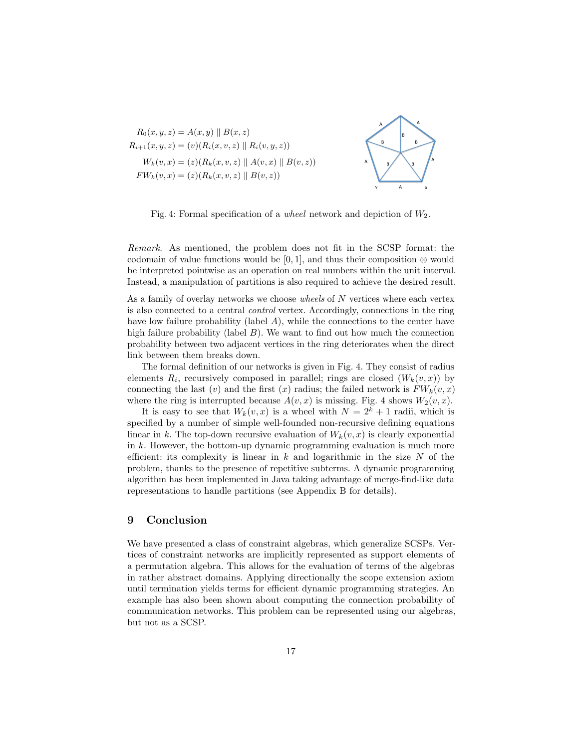$$
\begin{aligned}
R_0(x, y, z) &= A(x, y) \parallel B(x, z) \\
R_{i+1}(x, y, z) &= (v)(R_i(x, v, z) \parallel R_i(v, y, z)) \\
W_k(v, x) &= (z)(R_k(x, v, z) \parallel A(v, x) \parallel B(v, z)) \\
FW_k(v, x) &= (z)(R_k(x, v, z) \parallel B(v, z))
\end{aligned}
$$

Fig. 4: Formal specification of a *wheel* network and depiction of $W_2$.

*Remark.* As mentioned, the problem does not fit in the SCSP format: the codomain of value functions would be $[0, 1]$, and thus their composition $\otimes$ would be interpreted pointwise as an operation on real numbers within the unit interval. Instead, a manipulation of partitions is also required to achieve the desired result.

As a family of overlay networks we choose *wheels* of $N$ vertices where each vertex is also connected to a central *control* vertex. Accordingly, connections in the ring have low failure probability (label $A$), while the connections to the center have high failure probability (label $B$). We want to find out how much the connection probability between two adjacent vertices in the ring deteriorates when the direct link between them breaks down.

The formal definition of our networks is given in Fig. 4. They consist of radius elements $R_i$, recursively composed in parallel; rings are closed ($W_k(v, x)$) by connecting the last ($v$) and the first ($x$) radius; the failed network is $FW_k(v, x)$ where the ring is interrupted because $A(v, x)$ is missing. Fig. 4 shows $W_2(v, x)$.

It is easy to see that $W_k(v, x)$ is a wheel with $N = 2^k + 1$ radii, which is specified by a number of simple well-founded non-recursive defining equations linear in $k$. The top-down recursive evaluation of $W_k(v, x)$ is clearly exponential in $k$. However, the bottom-up dynamic programming evaluation is much more efficient: its complexity is linear in $k$ and logarithmic in the size $N$ of the problem, thanks to the presence of repetitive subterms. A dynamic programming algorithm has been implemented in Java taking advantage of merge-find-like data representations to handle partitions (see Appendix B for details).

## 9 Conclusion

We have presented a class of constraint algebras, which generalize SCSPs. Vertices of constraint networks are implicitly represented as support elements of a permutation algebra. This allows for the evaluation of terms of the algebras in rather abstract domains. Applying directionally the scope extension axiom until termination yields terms for efficient dynamic programming strategies. An example has also been shown about computing the connection probability of communication networks. This problem can be represented using our algebras, but not as a SCSP.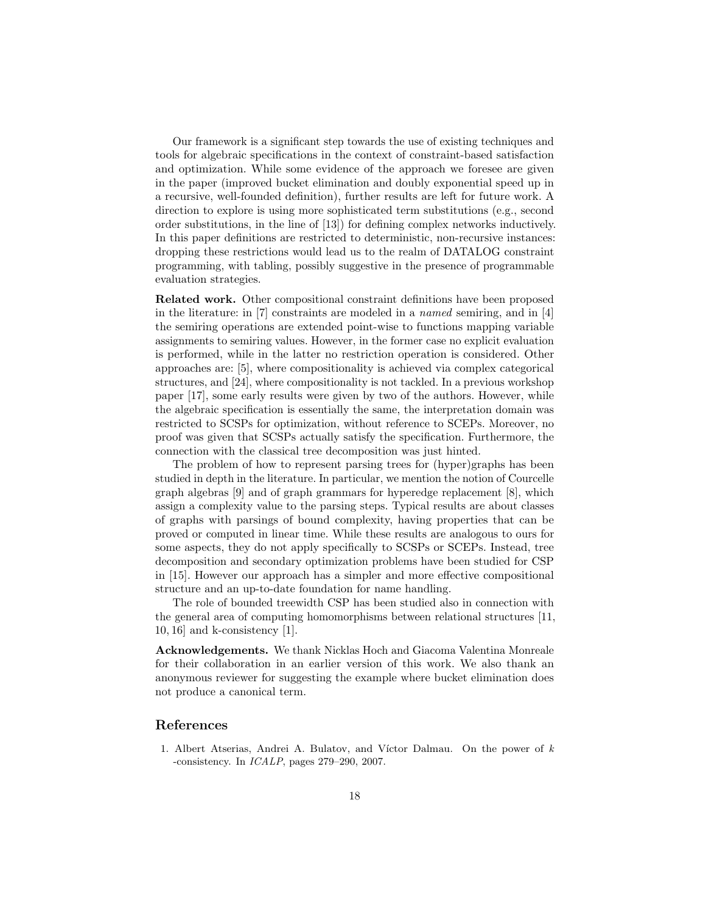Our framework is a significant step towards the use of existing techniques and tools for algebraic specifications in the context of constraint-based satisfaction and optimization. While some evidence of the approach we foresee are given in the paper (improved bucket elimination and doubly exponential speed up in a recursive, well-founded definition), further results are left for future work. A direction to explore is using more sophisticated term substitutions (e.g., second order substitutions, in the line of [13]) for defining complex networks inductively. In this paper definitions are restricted to deterministic, non-recursive instances: dropping these restrictions would lead us to the realm of DATALOG constraint programming, with tabling, possibly suggestive in the presence of programmable evaluation strategies.

**Related work.** Other compositional constraint definitions have been proposed in the literature: in [7] constraints are modeled in a *named* semiring, and in [4] the semiring operations are extended point-wise to functions mapping variable assignments to semiring values. However, in the former case no explicit evaluation is performed, while in the latter no restriction operation is considered. Other approaches are: [5], where compositionality is achieved via complex categorical structures, and [24], where compositionality is not tackled. In a previous workshop paper [17], some early results were given by two of the authors. However, while the algebraic specification is essentially the same, the interpretation domain was restricted to SCSPs for optimization, without reference to SCEPs. Moreover, no proof was given that SCSPs actually satisfy the specification. Furthermore, the connection with the classical tree decomposition was just hinted.

The problem of how to represent parsing trees for (hyper)graphs has been studied in depth in the literature. In particular, we mention the notion of Courcelle graph algebras [9] and of graph grammars for hyperedge replacement [8], which assign a complexity value to the parsing steps. Typical results are about classes of graphs with parsings of bound complexity, having properties that can be proved or computed in linear time. While these results are analogous to ours for some aspects, they do not apply specifically to SCSPs or SCEPs. Instead, tree decomposition and secondary optimization problems have been studied for CSP in [15]. However our approach has a simpler and more effective compositional structure and an up-to-date foundation for name handling.

The role of bounded treewidth CSP has been studied also in connection with the general area of computing homomorphisms between relational structures [11, 10, 16] and k-consistency [1].

**Acknowledgements.** We thank Nicklas Hoch and Giacoma Valentina Monreale for their collaboration in an earlier version of this work. We also thank an anonymous reviewer for suggesting the example where bucket elimination does not produce a canonical term.

## References

1. Albert Atserias, Andrei A. Bulatov, and Víctor Dalmau. On the power of $k$ -consistency. In *ICALP*, pages 279–290, 2007.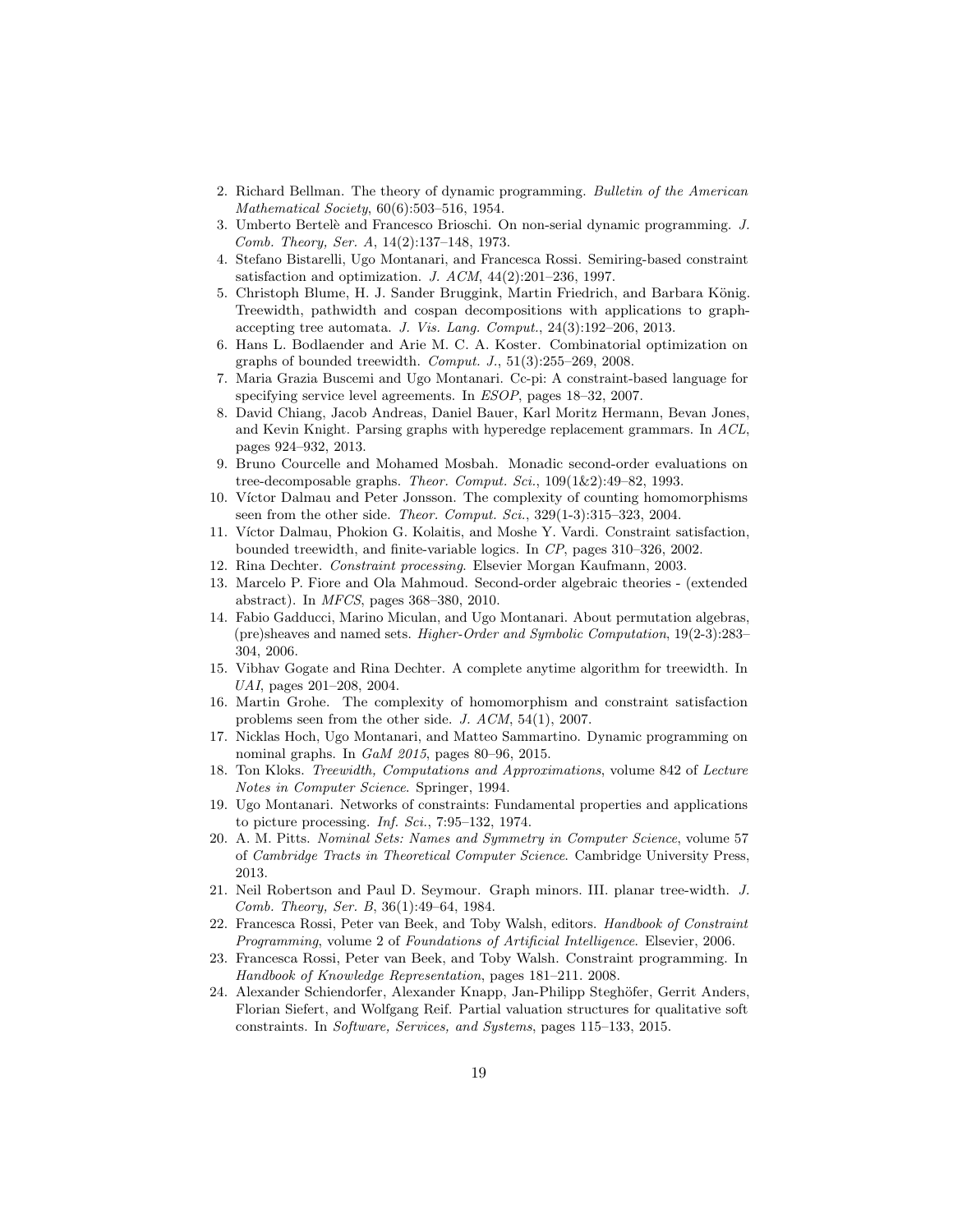2. Richard Bellman. The theory of dynamic programming. *Bulletin of the American Mathematical Society*, 60(6):503–516, 1954.
3. Umberto Bertelè and Francesco Brioschi. On non-serial dynamic programming. *J. Comb. Theory, Ser. A*, 14(2):137–148, 1973.
4. Stefano Bistarelli, Ugo Montanari, and Francesca Rossi. Semiring-based constraint satisfaction and optimization. *J. ACM*, 44(2):201–236, 1997.
5. Christoph Blume, H. J. Sander Bruggink, Martin Friedrich, and Barbara König. Treewidth, pathwidth and cospan decompositions with applications to graph-accepting tree automata. *J. Vis. Lang. Comput.*, 24(3):192–206, 2013.
6. Hans L. Bodlaender and Arie M. C. A. Koster. Combinatorial optimization on graphs of bounded treewidth. *Comput. J.*, 51(3):255–269, 2008.
7. Maria Grazia Buscemi and Ugo Montanari. Cc-pi: A constraint-based language for specifying service level agreements. In *ESOP*, pages 18–32, 2007.
8. David Chiang, Jacob Andreas, Daniel Bauer, Karl Moritz Hermann, Bevan Jones, and Kevin Knight. Parsing graphs with hyperedge replacement grammars. In *ACL*, pages 924–932, 2013.
9. Bruno Courcelle and Mohamed Mosbah. Monadic second-order evaluations on tree-decomposable graphs. *Theor. Comput. Sci.*, 109(1&2):49–82, 1993.
10. Víctor Dalmau and Peter Jonsson. The complexity of counting homomorphisms seen from the other side. *Theor. Comput. Sci.*, 329(1-3):315–323, 2004.
11. Víctor Dalmau, Phokion G. Kolaitis, and Moshe Y. Vardi. Constraint satisfaction, bounded treewidth, and finite-variable logics. In *CP*, pages 310–326, 2002.
12. Rina Dechter. *Constraint processing*. Elsevier Morgan Kaufmann, 2003.
13. Marcelo P. Fiore and Ola Mahmoud. Second-order algebraic theories - (extended abstract). In *MFCS*, pages 368–380, 2010.
14. Fabio Gadducci, Marino Miculan, and Ugo Montanari. About permutation algebras, (pre)sheaves and named sets. *Higher-Order and Symbolic Computation*, 19(2-3):283–304, 2006.
15. Vibhav Gogate and Rina Dechter. A complete anytime algorithm for treewidth. In *UAI*, pages 201–208, 2004.
16. Martin Grohe. The complexity of homomorphism and constraint satisfaction problems seen from the other side. *J. ACM*, 54(1), 2007.
17. Nicklas Hoch, Ugo Montanari, and Matteo Sammartino. Dynamic programming on nominal graphs. In *GaM 2015*, pages 80–96, 2015.
18. Ton Kloks. *Treewidth, Computations and Approximations*, volume 842 of *Lecture Notes in Computer Science*. Springer, 1994.
19. Ugo Montanari. Networks of constraints: Fundamental properties and applications to picture processing. *Inf. Sci.*, 7:95–132, 1974.
20. A. M. Pitts. *Nominal Sets: Names and Symmetry in Computer Science*, volume 57 of *Cambridge Tracts in Theoretical Computer Science*. Cambridge University Press, 2013.
21. Neil Robertson and Paul D. Seymour. Graph minors. III. planar tree-width. *J. Comb. Theory, Ser. B*, 36(1):49–64, 1984.
22. Francesca Rossi, Peter van Beek, and Toby Walsh, editors. *Handbook of Constraint Programming*, volume 2 of *Foundations of Artificial Intelligence*. Elsevier, 2006.
23. Francesca Rossi, Peter van Beek, and Toby Walsh. Constraint programming. In *Handbook of Knowledge Representation*, pages 181–211. 2008.
24. Alexander Schiendorfer, Alexander Knapp, Jan-Philipp Steghöfer, Gerrit Anders, Florian Siefert, and Wolfgang Reif. Partial valuation structures for qualitative soft constraints. In *Software, Services, and Systems*, pages 115–133, 2015.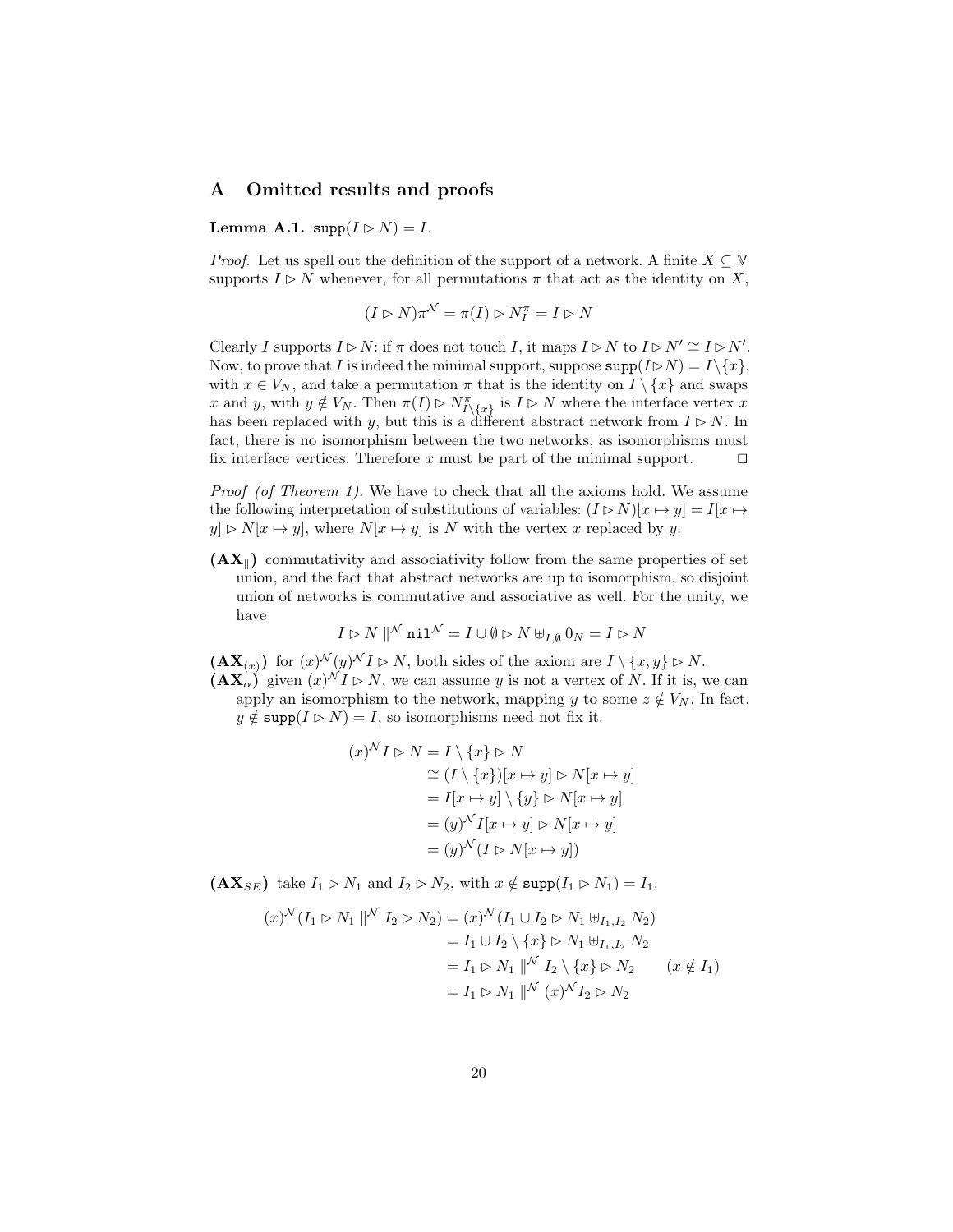# A Omitted results and proofs

**Lemma A.1.** $\mathtt{supp}(I \rhd N) = I$.

*Proof.* Let us spell out the definition of the support of a network. A finite $X \subseteq \mathbb{V}$ supports $I \rhd N$ whenever, for all permutations $\pi$ that act as the identity on $X$,

$$(I \rhd N)\pi^{\mathcal{N}} = \pi(I) \rhd N_I^{\pi} = I \rhd N$$

Clearly $I$ supports $I \rhd N$: if $\pi$ does not touch $I$, it maps $I \rhd N$ to $I \rhd N' \cong I \rhd N'$. Now, to prove that $I$ is indeed the minimal support, suppose $\mathtt{supp}(I \rhd N) = I \setminus \{x\}$, with $x \in V_N$, and take a permutation $\pi$ that is the identity on $I \setminus \{x\}$ and swaps $x$ and $y$, with $y \notin V_N$. Then $\pi(I) \rhd N^{\pi}_{I \setminus \{x\}}$ is $I \rhd N$ where the interface vertex $x$ has been replaced with $y$, but this is a different abstract network from $I \rhd N$. In fact, there is no isomorphism between the two networks, as isomorphisms must fix interface vertices. Therefore $x$ must be part of the minimal support. $\square$

*Proof (of Theorem 1).* We have to check that all the axioms hold. We assume the following interpretation of substitutions of variables: $(I \rhd N)[x \mapsto y] = I[x \mapsto y] \rhd N[x \mapsto y]$, where $N[x \mapsto y]$ is $N$ with the vertex $x$ replaced by $y$.

**$(\mathbf{AX}_{\|})$** commutativity and associativity follow from the same properties of set union, and the fact that abstract networks are up to isomorphism, so disjoint union of networks is commutative and associative as well. For the unity, we have

$$I \rhd N \parallel^{\mathcal{N}} \mathtt{nil}^{\mathcal{N}} = I \cup \emptyset \rhd N \uplus_{I,\emptyset} 0_N = I \rhd N$$

**$(\mathbf{AX}_{(x)})$** for $(x)^{\mathcal{N}}(y)^{\mathcal{N}} I \rhd N$, both sides of the axiom are $I \setminus \{x,y\} \rhd N$.

**$(\mathbf{AX}_{\alpha})$** given $(x)^{\mathcal{N}} I \rhd N$, we can assume $y$ is not a vertex of $N$. If it is, we can apply an isomorphism to the network, mapping $y$ to some $z \notin V_N$. In fact, $y \notin \mathtt{supp}(I \rhd N) = I$, so isomorphisms need not fix it.

$$\begin{aligned}
(x)^{\mathcal{N}} I \rhd N &= I \setminus \{x\} \rhd N \\
&\cong (I \setminus \{x\})[x \mapsto y] \rhd N[x \mapsto y] \\
&= I[x \mapsto y] \setminus \{y\} \rhd N[x \mapsto y] \\
&= (y)^{\mathcal{N}} I[x \mapsto y] \rhd N[x \mapsto y] \\
&= (y)^{\mathcal{N}} (I \rhd N[x \mapsto y])
\end{aligned}$$

**$(\mathbf{AX}_{SE})$** take $I_1 \rhd N_1$ and $I_2 \rhd N_2$, with $x \notin \mathtt{supp}(I_1 \rhd N_1) = I_1$.

$$\begin{aligned}
(x)^{\mathcal{N}}(I_1 \rhd N_1 \parallel^{\mathcal{N}} I_2 \rhd N_2) &= (x)^{\mathcal{N}}(I_1 \cup I_2 \rhd N_1 \uplus_{I_1,I_2} N_2) \\
&= I_1 \cup I_2 \setminus \{x\} \rhd N_1 \uplus_{I_1,I_2} N_2 \\
&= I_1 \rhd N_1 \parallel^{\mathcal{N}} I_2 \setminus \{x\} \rhd N_2 \qquad (x \notin I_1) \\
&= I_1 \rhd N_1 \parallel^{\mathcal{N}} (x)^{\mathcal{N}} I_2 \rhd N_2
\end{aligned}$$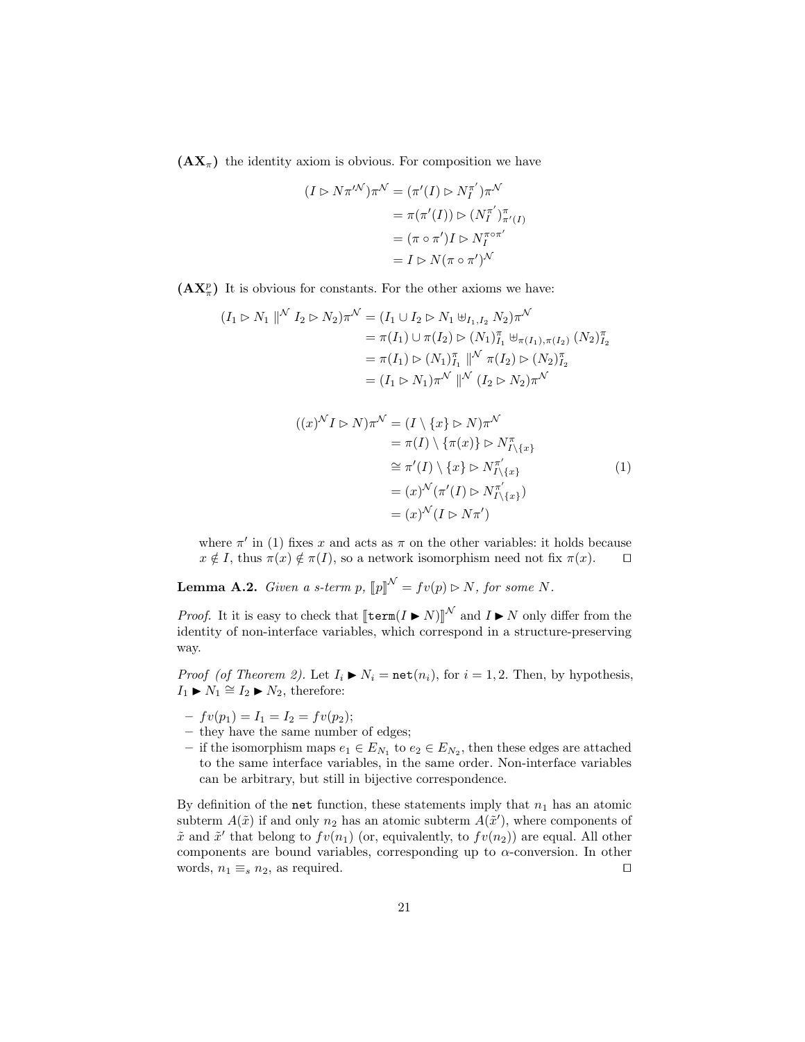$(\mathbf{AX}_\pi)$ the identity axiom is obvious. For composition we have

$$
\begin{aligned}
(I \rhd N\pi'^{\mathcal{N}})\pi^{\mathcal{N}} &= (\pi'(I) \rhd N_I^{\pi'})\pi^{\mathcal{N}} \\
&= \pi(\pi'(I)) \rhd (N_I^{\pi'})^{\pi}_{\pi'(I)} \\
&= (\pi \circ \pi')I \rhd N_I^{\pi \circ \pi'} \\
&= I \rhd N(\pi \circ \pi')^{\mathcal{N}}
\end{aligned}
$$

$(\mathbf{AX}_\pi^p)$ It is obvious for constants. For the other axioms we have:

$$
\begin{aligned}
(I_1 \rhd N_1 \parallel^{\mathcal{N}} I_2 \rhd N_2)\pi^{\mathcal{N}} &= (I_1 \cup I_2 \rhd N_1 \uplus_{I_1, I_2} N_2)\pi^{\mathcal{N}} \\
&= \pi(I_1) \cup \pi(I_2) \rhd (N_1)^{\pi}_{I_1} \uplus_{\pi(I_1), \pi(I_2)} (N_2)^{\pi}_{I_2} \\
&= \pi(I_1) \rhd (N_1)^{\pi}_{I_1} \parallel^{\mathcal{N}} \pi(I_2) \rhd (N_2)^{\pi}_{I_2} \\
&= (I_1 \rhd N_1)\pi^{\mathcal{N}} \parallel^{\mathcal{N}} (I_2 \rhd N_2)\pi^{\mathcal{N}}
\end{aligned}
$$

$$
\begin{aligned}
((x)^{\mathcal{N}} I \rhd N)\pi^{\mathcal{N}} &= (I \setminus \{x\} \rhd N)\pi^{\mathcal{N}} \\
&= \pi(I) \setminus \{\pi(x)\} \rhd N^{\pi}_{I \setminus \{x\}} \\
&\cong \pi'(I) \setminus \{x\} \rhd N^{\pi'}_{I \setminus \{x\}} \qquad (1) \\
&= (x)^{\mathcal{N}}(\pi'(I) \rhd N^{\pi'}_{I \setminus \{x\}}) \\
&= (x)^{\mathcal{N}}(I \rhd N\pi')
\end{aligned}
$$

where $\pi'$ in (1) fixes $x$ and acts as $\pi$ on the other variables: it holds because $x \notin I$, thus $\pi(x) \notin \pi(I)$, so a network isomorphism need not fix $\pi(x)$. ◻

**Lemma A.2.** *Given a s-term $p$, $[\![p]\!]^{\mathcal{N}} = fv(p) \rhd N$, for some $N$.*

*Proof.* It it is easy to check that $[\![\texttt{term}(I \blacktriangleright N)]\!]^{\mathcal{N}}$ and $I \blacktriangleright N$ only differ from the identity of non-interface variables, which correspond in a structure-preserving way.

*Proof (of Theorem 2).* Let $I_i \blacktriangleright N_i = \texttt{net}(n_i)$, for $i = 1, 2$. Then, by hypothesis, $I_1 \blacktriangleright N_1 \cong I_2 \blacktriangleright N_2$, therefore:

- $fv(p_1) = I_1 = I_2 = fv(p_2)$;
- they have the same number of edges;
- if the isomorphism maps $e_1 \in E_{N_1}$ to $e_2 \in E_{N_2}$, then these edges are attached to the same interface variables, in the same order. Non-interface variables can be arbitrary, but still in bijective correspondence.

By definition of the `net` function, these statements imply that $n_1$ has an atomic subterm $A(\tilde{x})$ if and only $n_2$ has an atomic subterm $A(\tilde{x}')$, where components of $\tilde{x}$ and $\tilde{x}'$ that belong to $fv(n_1)$ (or, equivalently, to $fv(n_2)$) are equal. All other components are bound variables, corresponding up to $\alpha$-conversion. In other words, $n_1 \equiv_s n_2$, as required. ◻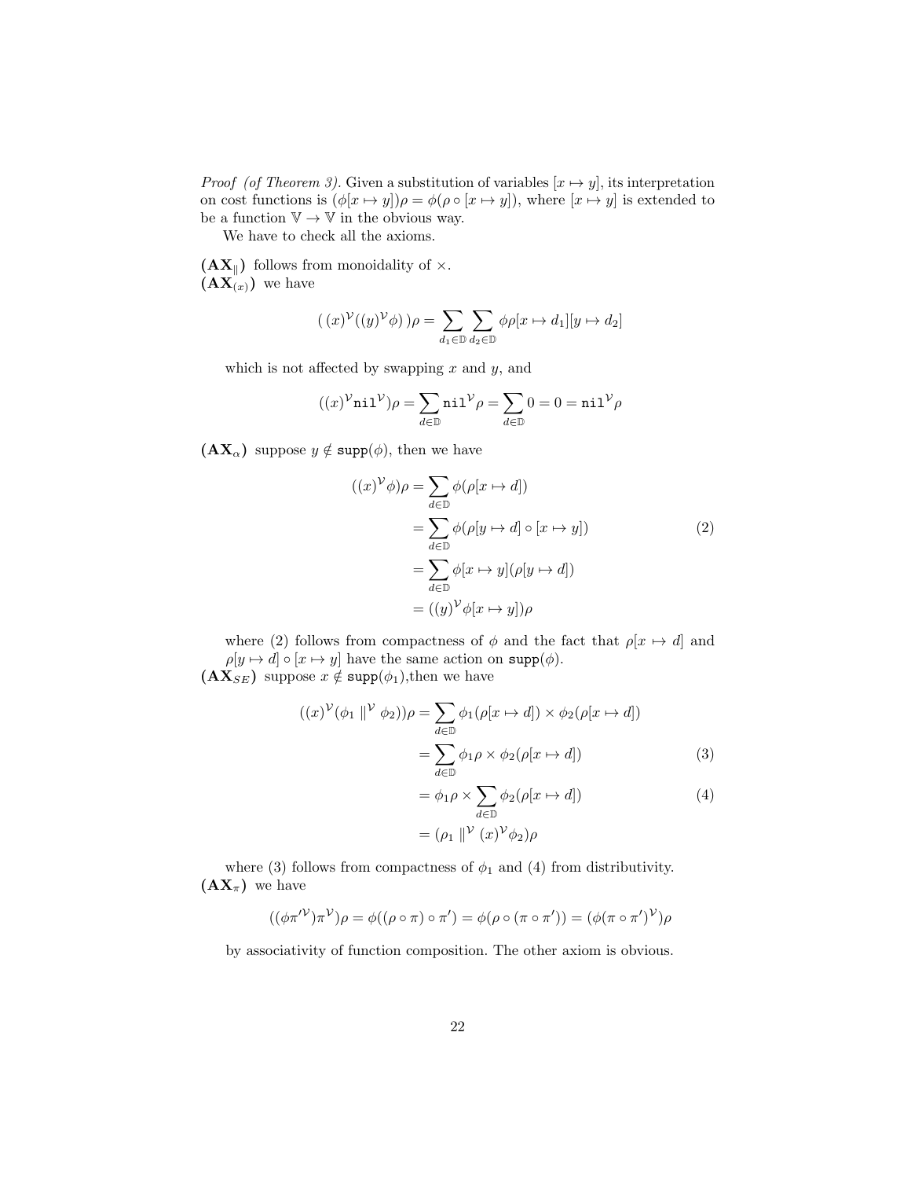*Proof (of Theorem 3).* Given a substitution of variables $[x \mapsto y]$, its interpretation on cost functions is $(\phi[x \mapsto y])\rho = \phi(\rho \circ [x \mapsto y])$, where $[x \mapsto y]$ is extended to be a function $\mathbb{V} \to \mathbb{V}$ in the obvious way.

We have to check all the axioms.

**$(\mathbf{AX}_{\|})$** follows from monoidality of $\times$.
**$(\mathbf{AX}_{(x)})$** we have

$$(\,(x)^{\mathcal{V}}((y)^{\mathcal{V}}\phi)\,)\rho = \sum_{d_1 \in \mathbb{D}} \sum_{d_2 \in \mathbb{D}} \phi\rho[x \mapsto d_1][y \mapsto d_2]$$

which is not affected by swapping $x$ and $y$, and

$$((x)^{\mathcal{V}}\mathtt{nil}^{\mathcal{V}})\rho = \sum_{d \in \mathbb{D}} \mathtt{nil}^{\mathcal{V}}\rho = \sum_{d \in \mathbb{D}} 0 = 0 = \mathtt{nil}^{\mathcal{V}}\rho$$

**$(\mathbf{AX}_{\alpha})$** suppose $y \notin \mathtt{supp}(\phi)$, then we have

$$\begin{aligned}
((x)^{\mathcal{V}}\phi)\rho &= \sum_{d \in \mathbb{D}} \phi(\rho[x \mapsto d]) \\
&= \sum_{d \in \mathbb{D}} \phi(\rho[y \mapsto d] \circ [x \mapsto y]) \qquad (2) \\
&= \sum_{d \in \mathbb{D}} \phi[x \mapsto y](\rho[y \mapsto d]) \\
&= ((y)^{\mathcal{V}}\phi[x \mapsto y])\rho
\end{aligned}$$

where (2) follows from compactness of $\phi$ and the fact that $\rho[x \mapsto d]$ and $\rho[y \mapsto d] \circ [x \mapsto y]$ have the same action on $\mathtt{supp}(\phi)$.
**$(\mathbf{AX}_{SE})$** suppose $x \notin \mathtt{supp}(\phi_1)$,then we have

$$\begin{aligned}
((x)^{\mathcal{V}}(\phi_1 \parallel^{\mathcal{V}} \phi_2))\rho &= \sum_{d \in \mathbb{D}} \phi_1(\rho[x \mapsto d]) \times \phi_2(\rho[x \mapsto d]) \\
&= \sum_{d \in \mathbb{D}} \phi_1\rho \times \phi_2(\rho[x \mapsto d]) \qquad (3) \\
&= \phi_1\rho \times \sum_{d \in \mathbb{D}} \phi_2(\rho[x \mapsto d]) \qquad (4) \\
&= (\rho_1 \parallel^{\mathcal{V}} (x)^{\mathcal{V}}\phi_2)\rho
\end{aligned}$$

where (3) follows from compactness of $\phi_1$ and (4) from distributivity.
**$(\mathbf{AX}_{\pi})$** we have

$$((\phi\pi'^{\mathcal{V}})\pi^{\mathcal{V}})\rho = \phi((\rho \circ \pi) \circ \pi') = \phi(\rho \circ (\pi \circ \pi')) = (\phi(\pi \circ \pi')^{\mathcal{V}})\rho$$

by associativity of function composition. The other axiom is obvious.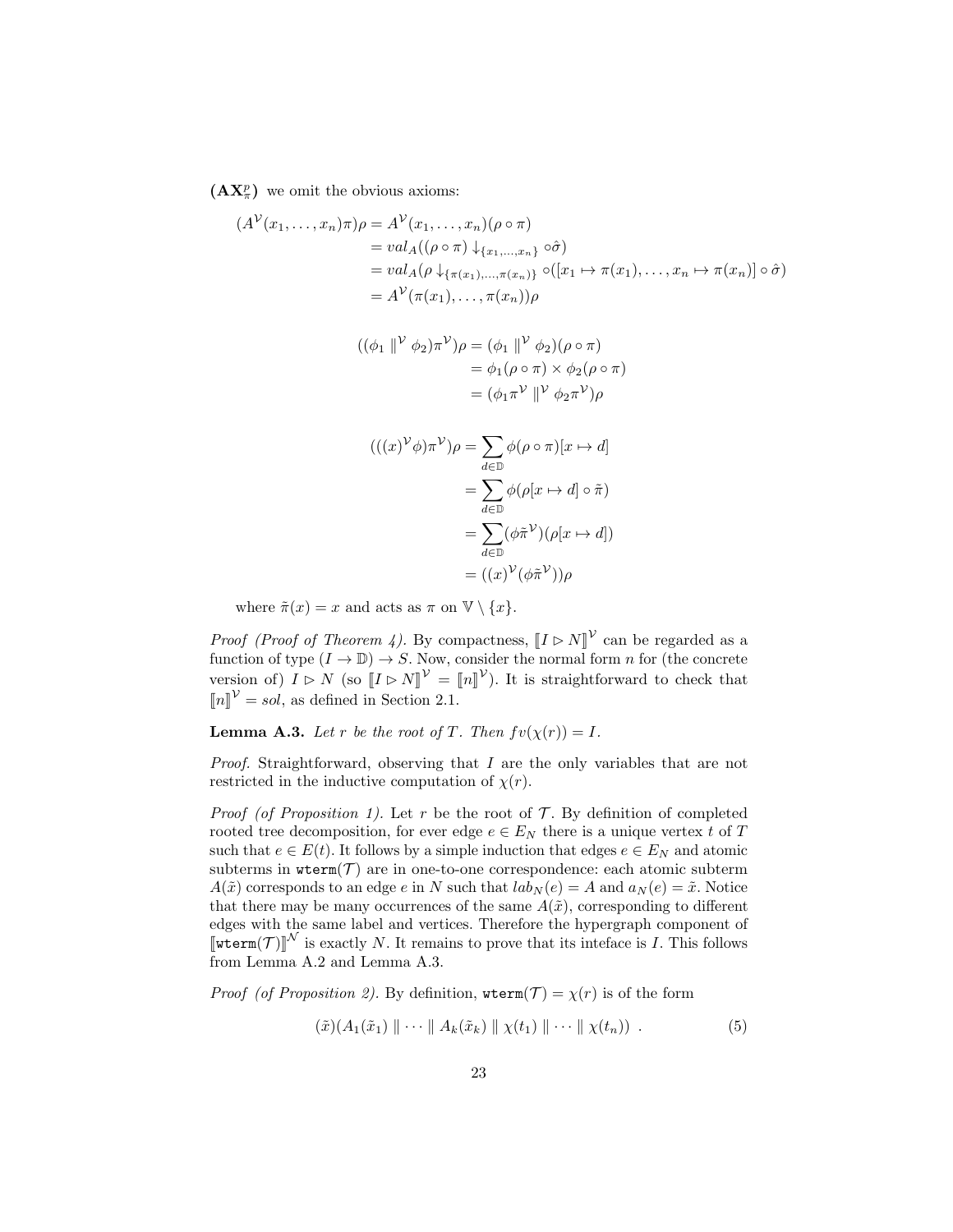$(\mathbf{AX}^p_\pi)$ we omit the obvious axioms:

$$
\begin{aligned}
(A^{\mathcal{V}}(x_1,\dots,x_n)\pi)\rho &= A^{\mathcal{V}}(x_1,\dots,x_n)(\rho\circ\pi)\\
&= val_A((\rho\circ\pi)\downarrow_{\{x_1,\dots,x_n\}}\circ\hat{\sigma})\\
&= val_A(\rho\downarrow_{\{\pi(x_1),\dots,\pi(x_n)\}}\circ([x_1\mapsto\pi(x_1),\dots,x_n\mapsto\pi(x_n)]\circ\hat{\sigma})\\
&= A^{\mathcal{V}}(\pi(x_1),\dots,\pi(x_n))\rho
\end{aligned}
$$

$$
\begin{aligned}
((\phi_1 \parallel^{\mathcal{V}} \phi_2)\pi^{\mathcal{V}})\rho &= (\phi_1 \parallel^{\mathcal{V}} \phi_2)(\rho\circ\pi)\\
&= \phi_1(\rho\circ\pi)\times\phi_2(\rho\circ\pi)\\
&= (\phi_1\pi^{\mathcal{V}} \parallel^{\mathcal{V}} \phi_2\pi^{\mathcal{V}})\rho
\end{aligned}
$$

$$
\begin{aligned}
(((x)^{\mathcal{V}}\phi)\pi^{\mathcal{V}})\rho &= \sum_{d\in\mathbb{D}}\phi(\rho\circ\pi)[x\mapsto d]\\
&= \sum_{d\in\mathbb{D}}\phi(\rho[x\mapsto d]\circ\tilde{\pi})\\
&= \sum_{d\in\mathbb{D}}(\phi\tilde{\pi}^{\mathcal{V}})(\rho[x\mapsto d])\\
&= ((x)^{\mathcal{V}}(\phi\tilde{\pi}^{\mathcal{V}}))\rho
\end{aligned}
$$

where $\tilde{\pi}(x) = x$ and acts as $\pi$ on $\mathbb{V}\setminus\{x\}$.

*Proof (Proof of Theorem 4).* By compactness, $[\![I \rhd N]\!]^{\mathcal{V}}$ can be regarded as a function of type $(I\to\mathbb{D})\to S$. Now, consider the normal form $n$ for (the concrete version of) $I \rhd N$ (so $[\![I \rhd N]\!]^{\mathcal{V}} = [\![n]\!]^{\mathcal{V}}$). It is straightforward to check that $[\![n]\!]^{\mathcal{V}} = sol$, as defined in Section 2.1.

**Lemma A.3.** *Let $r$ be the root of $T$. Then $fv(\chi(r)) = I$.*

*Proof.* Straightforward, observing that $I$ are the only variables that are not restricted in the inductive computation of $\chi(r)$.

*Proof (of Proposition 1).* Let $r$ be the root of $\mathcal{T}$. By definition of completed rooted tree decomposition, for ever edge $e\in E_N$ there is a unique vertex $t$ of $T$ such that $e\in E(t)$. It follows by a simple induction that edges $e\in E_N$ and atomic subterms in $\mathtt{wterm}(\mathcal{T})$ are in one-to-one correspondence: each atomic subterm $A(\tilde{x})$ corresponds to an edge $e$ in $N$ such that $lab_N(e) = A$ and $a_N(e) = \tilde{x}$. Notice that there may be many occurrences of the same $A(\tilde{x})$, corresponding to different edges with the same label and vertices. Therefore the hypergraph component of $[\![\mathtt{wterm}(\mathcal{T})]\!]^{\mathcal{N}}$ is exactly $N$. It remains to prove that its inteface is $I$. This follows from Lemma A.2 and Lemma A.3.

*Proof (of Proposition 2).* By definition, $\mathtt{wterm}(\mathcal{T}) = \chi(r)$ is of the form

$$
(\tilde{x})(A_1(\tilde{x}_1) \parallel \cdots \parallel A_k(\tilde{x}_k) \parallel \chi(t_1) \parallel \cdots \parallel \chi(t_n)) \ . \tag{5}
$$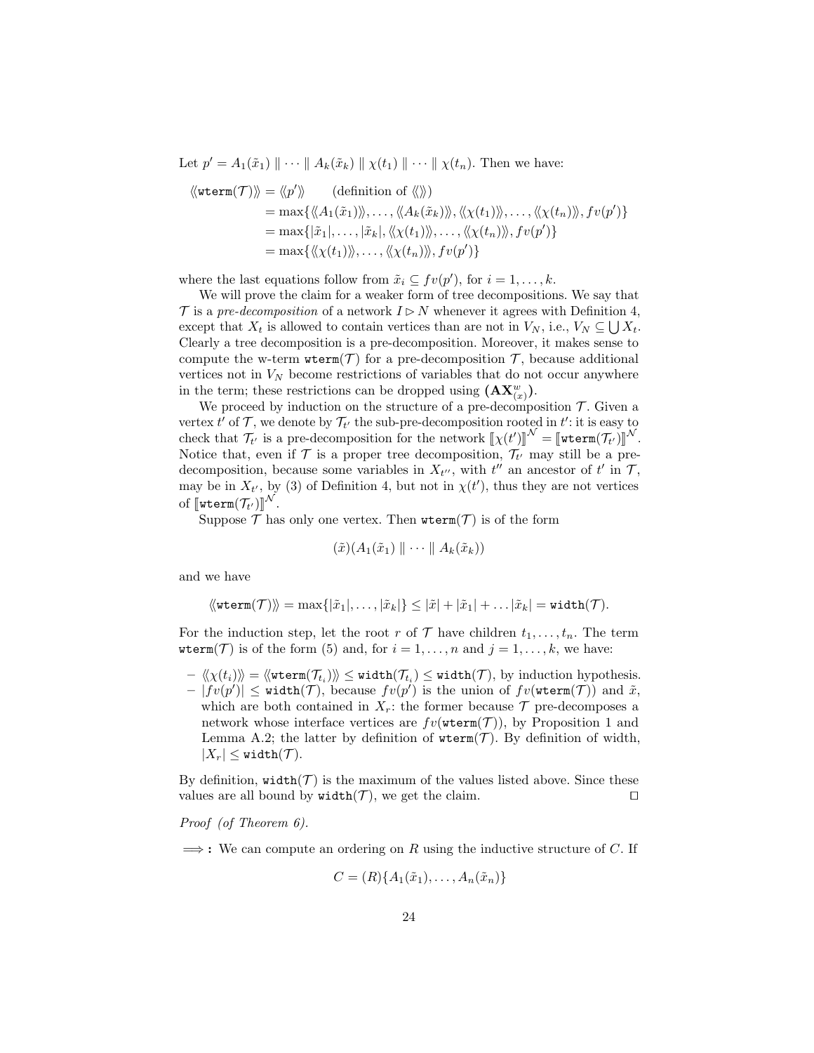Let $p' = A_1(\tilde{x}_1) \parallel \cdots \parallel A_k(\tilde{x}_k) \parallel \chi(t_1) \parallel \cdots \parallel \chi(t_n)$. Then we have:

$$
\begin{aligned}
\langle\!\langle \mathtt{wterm}(\mathcal{T}) \rangle\!\rangle &= \langle\!\langle p' \rangle\!\rangle \qquad \text{(definition of } \langle\!\langle\rangle\!\rangle\text{)} \\
&= \max\{\langle\!\langle A_1(\tilde{x}_1)\rangle\!\rangle, \ldots, \langle\!\langle A_k(\tilde{x}_k)\rangle\!\rangle, \langle\!\langle \chi(t_1)\rangle\!\rangle, \ldots, \langle\!\langle \chi(t_n)\rangle\!\rangle, fv(p')\} \\
&= \max\{|\tilde{x}_1|, \ldots, |\tilde{x}_k|, \langle\!\langle \chi(t_1)\rangle\!\rangle, \ldots, \langle\!\langle \chi(t_n)\rangle\!\rangle, fv(p')\} \\
&= \max\{\langle\!\langle \chi(t_1)\rangle\!\rangle, \ldots, \langle\!\langle \chi(t_n)\rangle\!\rangle, fv(p')\}
\end{aligned}
$$

where the last equations follow from $\tilde{x}_i \subseteq fv(p')$, for $i = 1, \ldots, k$.

We will prove the claim for a weaker form of tree decompositions. We say that $\mathcal{T}$ is a *pre-decomposition* of a network $I \rhd N$ whenever it agrees with Definition 4, except that $X_t$ is allowed to contain vertices than are not in $V_N$, i.e., $V_N \subseteq \bigcup X_t$. Clearly a tree decomposition is a pre-decomposition. Moreover, it makes sense to compute the w-term $\mathtt{wterm}(\mathcal{T})$ for a pre-decomposition $\mathcal{T}$, because additional vertices not in $V_N$ become restrictions of variables that do not occur anywhere in the term; these restrictions can be dropped using $(\mathbf{AX}^{w}_{(x)})$.

We proceed by induction on the structure of a pre-decomposition $\mathcal{T}$. Given a vertex $t'$ of $\mathcal{T}$, we denote by $\mathcal{T}_{t'}$ the sub-pre-decomposition rooted in $t'$: it is easy to check that $\mathcal{T}_{t'}$ is a pre-decomposition for the network $[\![\chi(t')]\!]^{\mathcal{N}} = [\![\mathtt{wterm}(\mathcal{T}_{t'})]\!]^{\mathcal{N}}$. Notice that, even if $\mathcal{T}$ is a proper tree decomposition, $\mathcal{T}_{t'}$ may still be a pre-decomposition, because some variables in $X_{t''}$, with $t''$ an ancestor of $t'$ in $\mathcal{T}$, may be in $X_{t'}$, by (3) of Definition 4, but not in $\chi(t')$, thus they are not vertices of $[\![\mathtt{wterm}(\mathcal{T}_{t'})]\!]^{\mathcal{N}}$.

Suppose $\mathcal{T}$ has only one vertex. Then $\mathtt{wterm}(\mathcal{T})$ is of the form

$$(\tilde{x})(A_1(\tilde{x}_1) \parallel \cdots \parallel A_k(\tilde{x}_k))$$

and we have

$$\langle\!\langle \mathtt{wterm}(\mathcal{T}) \rangle\!\rangle = \max\{|\tilde{x}_1|, \ldots, |\tilde{x}_k|\} \leq |\tilde{x}| + |\tilde{x}_1| + \ldots |\tilde{x}_k| = \mathtt{width}(\mathcal{T}).$$

For the induction step, let the root $r$ of $\mathcal{T}$ have children $t_1, \ldots, t_n$. The term $\mathtt{wterm}(\mathcal{T})$ is of the form (5) and, for $i = 1, \ldots, n$ and $j = 1, \ldots, k$, we have:

- $\langle\!\langle \chi(t_i) \rangle\!\rangle = \langle\!\langle \mathtt{wterm}(\mathcal{T}_{t_i}) \rangle\!\rangle \leq \mathtt{width}(\mathcal{T}_{t_i}) \leq \mathtt{width}(\mathcal{T})$, by induction hypothesis.
- $|fv(p')| \leq \mathtt{width}(\mathcal{T})$, because $fv(p')$ is the union of $fv(\mathtt{wterm}(\mathcal{T}))$ and $\tilde{x}$, which are both contained in $X_r$: the former because $\mathcal{T}$ pre-decomposes a network whose interface vertices are $fv(\mathtt{wterm}(\mathcal{T}))$, by Proposition 1 and Lemma A.2; the latter by definition of $\mathtt{wterm}(\mathcal{T})$. By definition of width, $|X_r| \leq \mathtt{width}(\mathcal{T})$.

By definition, $\mathtt{width}(\mathcal{T})$ is the maximum of the values listed above. Since these values are all bound by $\mathtt{width}(\mathcal{T})$, we get the claim. $\square$

*Proof (of Theorem 6).*

$\Longrightarrow$ **:** We can compute an ordering on $R$ using the inductive structure of $C$. If

$$C = (R)\{A_1(\tilde{x}_1), \ldots, A_n(\tilde{x}_n)\}$$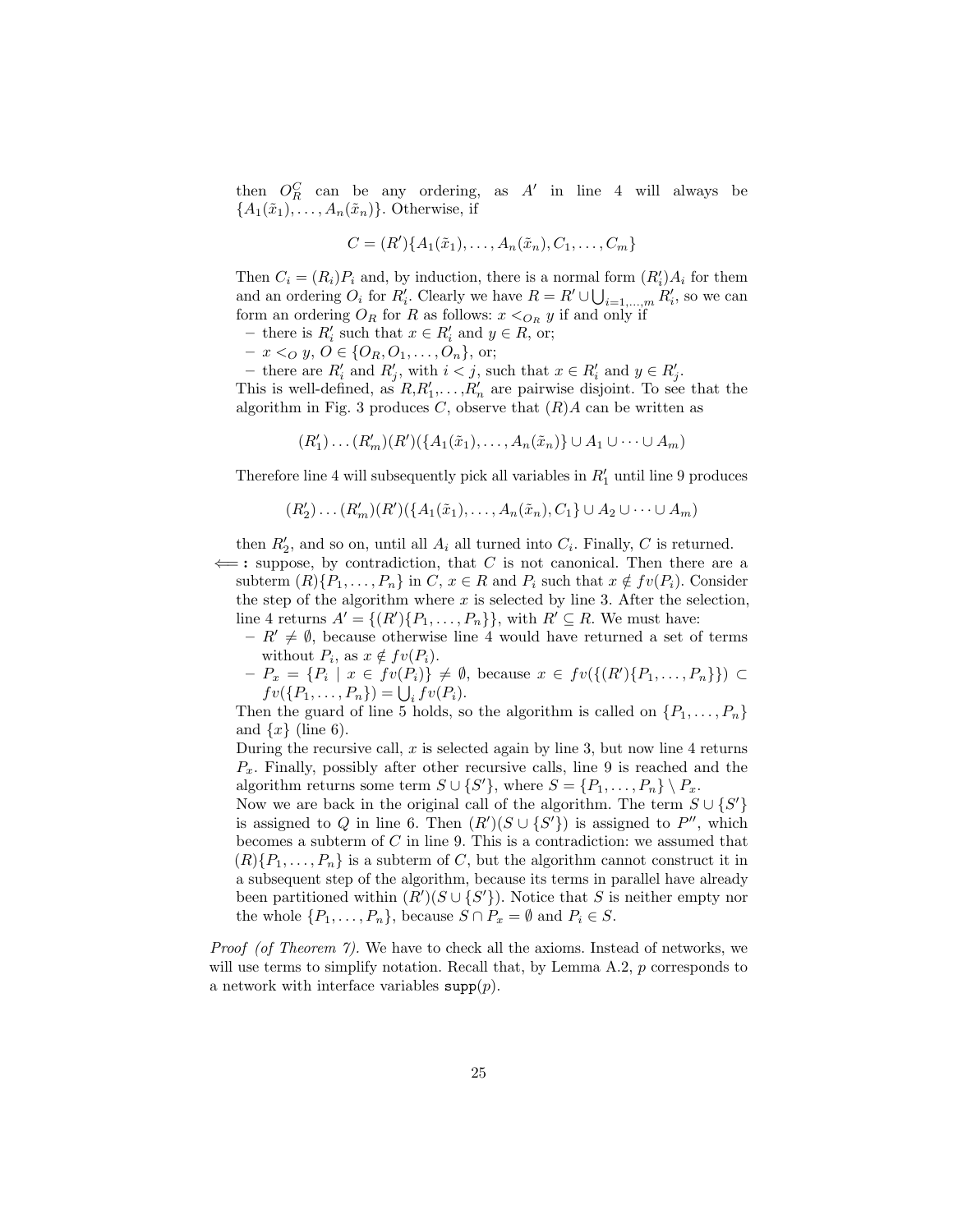then $O^C_R$ can be any ordering, as $A'$ in line 4 will always be $\{A_1(\tilde{x}_1), \dots, A_n(\tilde{x}_n)\}$. Otherwise, if

$$C = (R')\{A_1(\tilde{x}_1), \dots, A_n(\tilde{x}_n), C_1, \dots, C_m\}$$

Then $C_i = (R_i)P_i$ and, by induction, there is a normal form $(R'_i)A_i$ for them and an ordering $O_i$ for $R'_i$. Clearly we have $R = R' \cup \bigcup_{i=1,\dots,m} R'_i$, so we can form an ordering $O_R$ for $R$ as follows: $x <_{O_R} y$ if and only if

- there is $R'_i$ such that $x \in R'_i$ and $y \in R$, or;
- $x <_O y$, $O \in \{O_R, O_1, \dots, O_n\}$, or;
- there are $R'_i$ and $R'_j$, with $i < j$, such that $x \in R'_i$ and $y \in R'_j$.

This is well-defined, as $R$,$R'_1$,...,$R'_n$ are pairwise disjoint. To see that the algorithm in Fig. 3 produces $C$, observe that $(R)A$ can be written as

$$(R'_1)\dots(R'_m)(R')(\{A_1(\tilde{x}_1), \dots, A_n(\tilde{x}_n)\} \cup A_1 \cup \dots \cup A_m)$$

Therefore line 4 will subsequently pick all variables in $R'_1$ until line 9 produces

$$(R'_2)\dots(R'_m)(R')(\{A_1(\tilde{x}_1), \dots, A_n(\tilde{x}_n), C_1\} \cup A_2 \cup \dots \cup A_m)$$

then $R'_2$, and so on, until all $A_i$ all turned into $C_i$. Finally, $C$ is returned.

$\Longleftarrow$**:** suppose, by contradiction, that $C$ is not canonical. Then there are a subterm $(R)\{P_1, \dots, P_n\}$ in $C$, $x \in R$ and $P_i$ such that $x \notin fv(P_i)$. Consider the step of the algorithm where $x$ is selected by line 3. After the selection, line 4 returns $A' = \{(R')\{P_1, \dots, P_n\}\}$, with $R' \subseteq R$. We must have:

- $R' \neq \emptyset$, because otherwise line 4 would have returned a set of terms without $P_i$, as $x \notin fv(P_i)$.
- $P_x = \{P_i \mid x \in fv(P_i)\} \neq \emptyset$, because $x \in fv(\{(R')\{P_1, \dots, P_n\}\}) \subset fv(\{P_1, \dots, P_n\}) = \bigcup_i fv(P_i)$.

Then the guard of line 5 holds, so the algorithm is called on $\{P_1, \dots, P_n\}$ and $\{x\}$ (line 6).

During the recursive call, $x$ is selected again by line 3, but now line 4 returns $P_x$. Finally, possibly after other recursive calls, line 9 is reached and the algorithm returns some term $S \cup \{S'\}$, where $S = \{P_1, \dots, P_n\} \setminus P_x$.

Now we are back in the original call of the algorithm. The term $S \cup \{S'\}$ is assigned to $Q$ in line 6. Then $(R')(S \cup \{S'\})$ is assigned to $P''$, which becomes a subterm of $C$ in line 9. This is a contradiction: we assumed that $(R)\{P_1, \dots, P_n\}$ is a subterm of $C$, but the algorithm cannot construct it in a subsequent step of the algorithm, because its terms in parallel have already been partitioned within $(R')(S \cup \{S'\})$. Notice that $S$ is neither empty nor the whole $\{P_1, \dots, P_n\}$, because $S \cap P_x = \emptyset$ and $P_i \in S$.

*Proof (of Theorem 7).* We have to check all the axioms. Instead of networks, we will use terms to simplify notation. Recall that, by Lemma A.2, $p$ corresponds to a network with interface variables $\mathtt{supp}(p)$.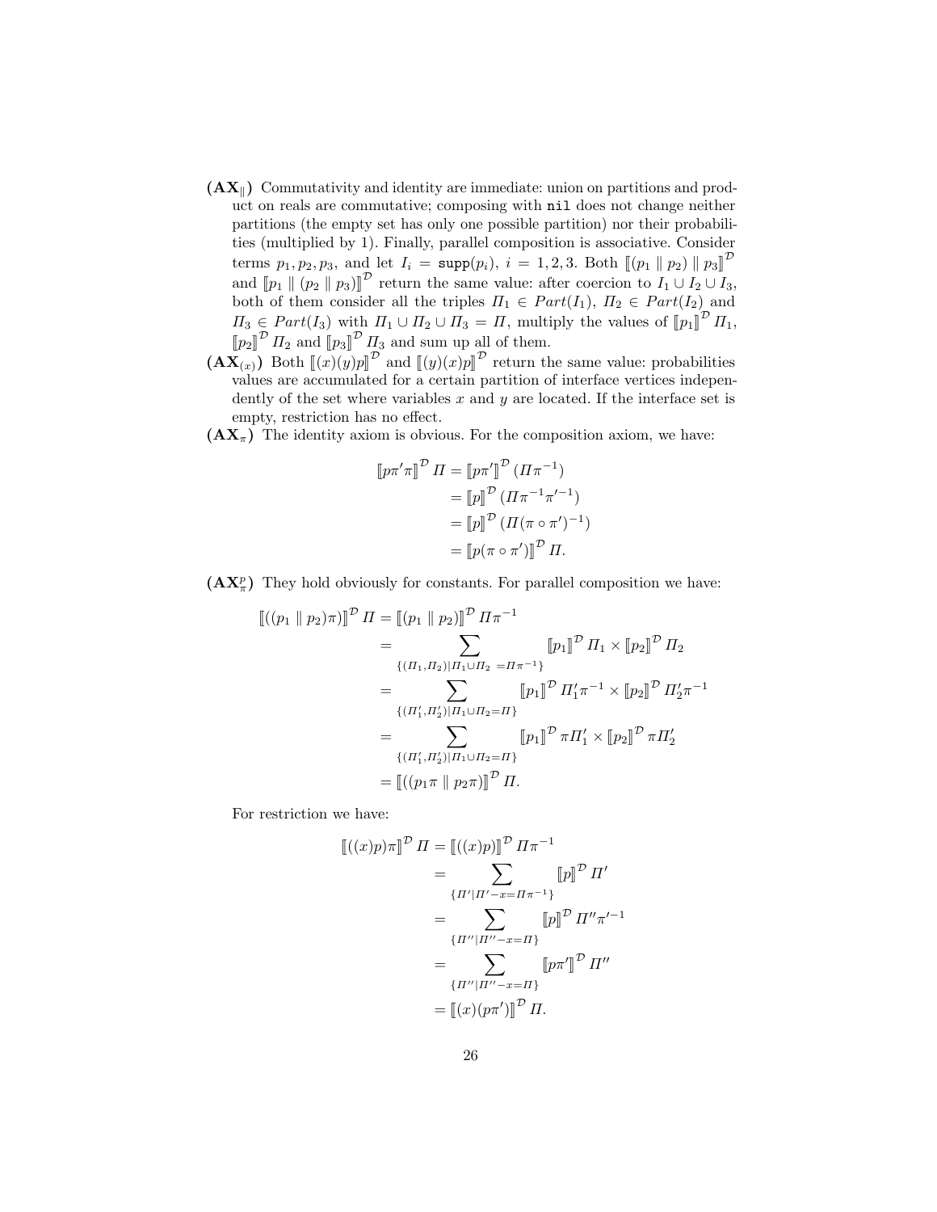- **($\mathbf{AX}_{\|}$)** Commutativity and identity are immediate: union on partitions and product on reals are commutative; composing with `nil` does not change neither partitions (the empty set has only one possible partition) nor their probabilities (multiplied by 1). Finally, parallel composition is associative. Consider terms $p_1, p_2, p_3$, and let $I_i = \mathtt{supp}(p_i)$, $i = 1, 2, 3$. Both $[\![(p_1 \parallel p_2) \parallel p_3]\!]^{\mathcal{D}}$ and $[\![p_1 \parallel (p_2 \parallel p_3)]\!]^{\mathcal{D}}$ return the same value: after coercion to $I_1 \cup I_2 \cup I_3$, both of them consider all the triples $\Pi_1 \in Part(I_1)$, $\Pi_2 \in Part(I_2)$ and $\Pi_3 \in Part(I_3)$ with $\Pi_1 \cup \Pi_2 \cup \Pi_3 = \Pi$, multiply the values of $[\![p_1]\!]^{\mathcal{D}} \Pi_1$, $[\![p_2]\!]^{\mathcal{D}} \Pi_2$ and $[\![p_3]\!]^{\mathcal{D}} \Pi_3$ and sum up all of them.
- **($\mathbf{AX}_{(x)}$)** Both $[\![(x)(y)p]\!]^{\mathcal{D}}$ and $[\![(y)(x)p]\!]^{\mathcal{D}}$ return the same value: probabilities values are accumulated for a certain partition of interface vertices independently of the set where variables $x$ and $y$ are located. If the interface set is empty, restriction has no effect.
- **($\mathbf{AX}_{\pi}$)** The identity axiom is obvious. For the composition axiom, we have:

$$
\begin{aligned}
[\![p\pi'\pi]\!]^{\mathcal{D}} \Pi &= [\![p\pi']\!]^{\mathcal{D}} (\Pi\pi^{-1}) \\
&= [\![p]\!]^{\mathcal{D}} (\Pi\pi^{-1}\pi'^{-1}) \\
&= [\![p]\!]^{\mathcal{D}} (\Pi(\pi \circ \pi')^{-1}) \\
&= [\![p(\pi \circ \pi')]\!]^{\mathcal{D}} \Pi.
\end{aligned}
$$

- **($\mathbf{AX}_{\pi}^{p}$)** They hold obviously for constants. For parallel composition we have:

$$
\begin{aligned}
[\![((p_1 \parallel p_2)\pi)]\!]^{\mathcal{D}} \Pi &= [\![(p_1 \parallel p_2)]\!]^{\mathcal{D}} \Pi\pi^{-1} \\
&= \sum_{\{(\Pi_1, \Pi_2) | \Pi_1 \cup \Pi_2 \ = \Pi\pi^{-1}\}} [\![p_1]\!]^{\mathcal{D}} \Pi_1 \times [\![p_2]\!]^{\mathcal{D}} \Pi_2 \\
&= \sum_{\{(\Pi_1', \Pi_2') | \Pi_1 \cup \Pi_2 = \Pi\}} [\![p_1]\!]^{\mathcal{D}} \Pi_1'\pi^{-1} \times [\![p_2]\!]^{\mathcal{D}} \Pi_2'\pi^{-1} \\
&= \sum_{\{(\Pi_1', \Pi_2') | \Pi_1 \cup \Pi_2 = \Pi\}} [\![p_1]\!]^{\mathcal{D}} \pi\Pi_1' \times [\![p_2]\!]^{\mathcal{D}} \pi\Pi_2' \\
&= [\![((p_1\pi \parallel p_2\pi)]\!]^{\mathcal{D}} \Pi.
\end{aligned}
$$

  For restriction we have:

$$
\begin{aligned}
[\![((x)p)\pi]\!]^{\mathcal{D}} \Pi &= [\![((x)p)]\!]^{\mathcal{D}} \Pi\pi^{-1} \\
&= \sum_{\{\Pi' | \Pi' - x = \Pi\pi^{-1}\}} [\![p]\!]^{\mathcal{D}} \Pi' \\
&= \sum_{\{\Pi'' | \Pi'' - x = \Pi\}} [\![p]\!]^{\mathcal{D}} \Pi''\pi'^{-1} \\
&= \sum_{\{\Pi'' | \Pi'' - x = \Pi\}} [\![p\pi']\!]^{\mathcal{D}} \Pi'' \\
&= [\![(x)(p\pi')]\!]^{\mathcal{D}} \Pi.
\end{aligned}
$$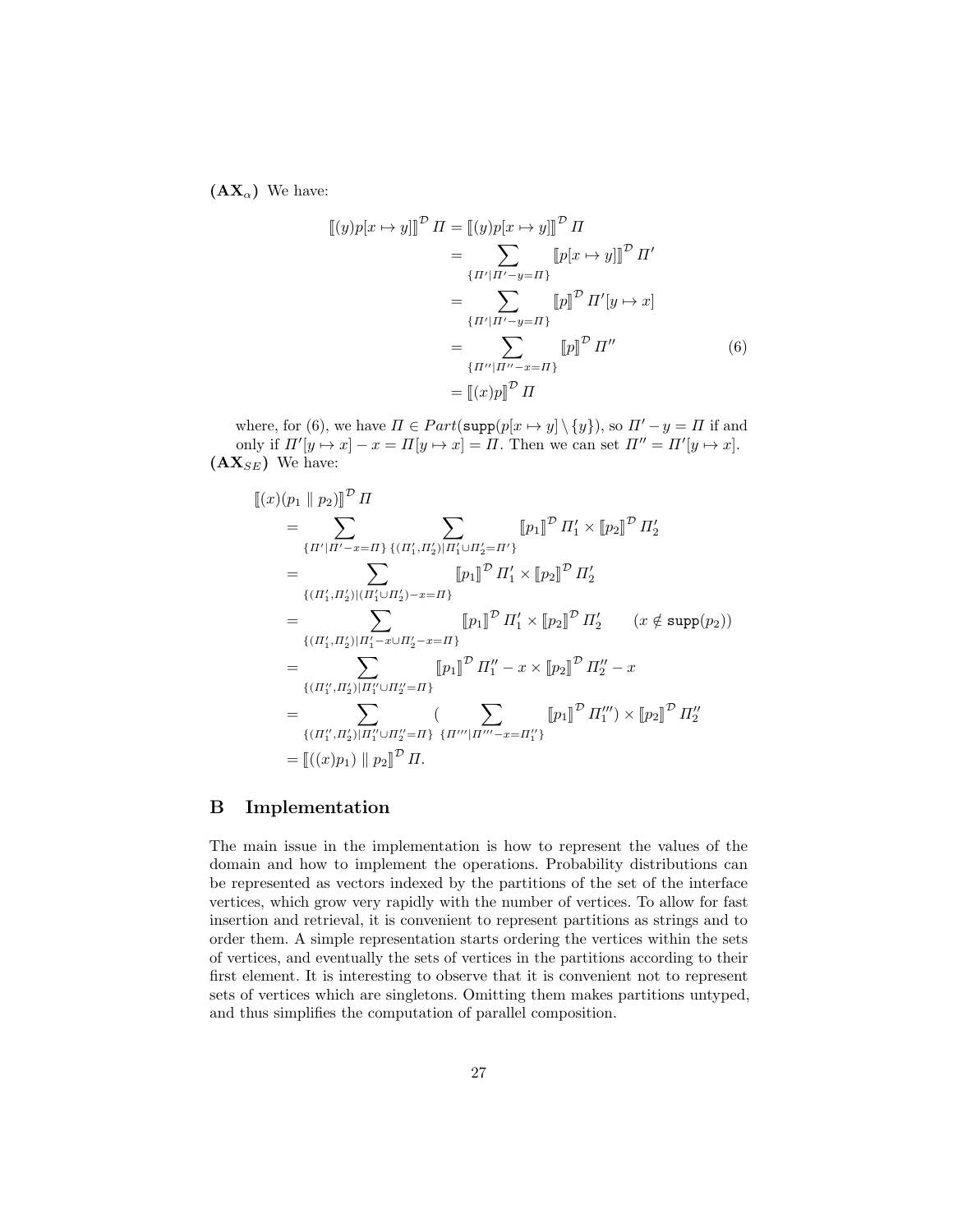**(AX$_\alpha$)** We have:

$$
\begin{aligned}
\llbracket (y)p[x \mapsto y] \rrbracket^{\mathcal{D}} \Pi &= \llbracket (y)p[x \mapsto y] \rrbracket^{\mathcal{D}} \Pi \\
&= \sum_{\{\Pi' \mid \Pi' - y = \Pi\}} \llbracket p[x \mapsto y] \rrbracket^{\mathcal{D}} \Pi' \\
&= \sum_{\{\Pi' \mid \Pi' - y = \Pi\}} \llbracket p \rrbracket^{\mathcal{D}} \Pi'[y \mapsto x] \\
&= \sum_{\{\Pi'' \mid \Pi'' - x = \Pi\}} \llbracket p \rrbracket^{\mathcal{D}} \Pi'' \qquad (6) \\
&= \llbracket (x)p \rrbracket^{\mathcal{D}} \Pi
\end{aligned}
$$

where, for (6), we have $\Pi \in Part(\mathtt{supp}(p[x \mapsto y] \setminus \{y\})$, so $\Pi' - y = \Pi$ if and only if $\Pi'[y \mapsto x] - x = \Pi[y \mapsto x] = \Pi$. Then we can set $\Pi'' = \Pi'[y \mapsto x]$.

**(AX$_{SE}$)** We have:

$$
\begin{aligned}
&\llbracket (x)(p_1 \parallel p_2) \rrbracket^{\mathcal{D}} \Pi \\
&= \sum_{\{\Pi' \mid \Pi' - x = \Pi\}} \sum_{\{(\Pi'_1, \Pi'_2) \mid \Pi'_1 \cup \Pi'_2 = \Pi'\}} \llbracket p_1 \rrbracket^{\mathcal{D}} \Pi'_1 \times \llbracket p_2 \rrbracket^{\mathcal{D}} \Pi'_2 \\
&= \sum_{\{(\Pi'_1, \Pi'_2) \mid (\Pi'_1 \cup \Pi'_2) - x = \Pi\}} \llbracket p_1 \rrbracket^{\mathcal{D}} \Pi'_1 \times \llbracket p_2 \rrbracket^{\mathcal{D}} \Pi'_2 \\
&= \sum_{\{(\Pi'_1, \Pi'_2) \mid \Pi'_1 - x \cup \Pi'_2 - x = \Pi\}} \llbracket p_1 \rrbracket^{\mathcal{D}} \Pi'_1 \times \llbracket p_2 \rrbracket^{\mathcal{D}} \Pi'_2 \qquad (x \notin \mathtt{supp}(p_2)) \\
&= \sum_{\{(\Pi''_1, \Pi'_2) \mid \Pi''_1 \cup \Pi''_2 = \Pi\}} \llbracket p_1 \rrbracket^{\mathcal{D}} \Pi''_1 - x \times \llbracket p_2 \rrbracket^{\mathcal{D}} \Pi''_2 - x \\
&= \sum_{\{(\Pi''_1, \Pi'_2) \mid \Pi''_1 \cup \Pi''_2 = \Pi\}} \Big( \sum_{\{\Pi''' \mid \Pi''' - x = \Pi''_1\}} \llbracket p_1 \rrbracket^{\mathcal{D}} \Pi'''_1 \Big) \times \llbracket p_2 \rrbracket^{\mathcal{D}} \Pi''_2 \\
&= \llbracket ((x)p_1) \parallel p_2 \rrbracket^{\mathcal{D}} \Pi.
\end{aligned}
$$

# B Implementation

The main issue in the implementation is how to represent the values of the domain and how to implement the operations. Probability distributions can be represented as vectors indexed by the partitions of the set of the interface vertices, which grow very rapidly with the number of vertices. To allow for fast insertion and retrieval, it is convenient to represent partitions as strings and to order them. A simple representation starts ordering the vertices within the sets of vertices, and eventually the sets of vertices in the partitions according to their first element. It is interesting to observe that it is convenient not to represent sets of vertices which are singletons. Omitting them makes partitions untyped, and thus simplifies the computation of parallel composition.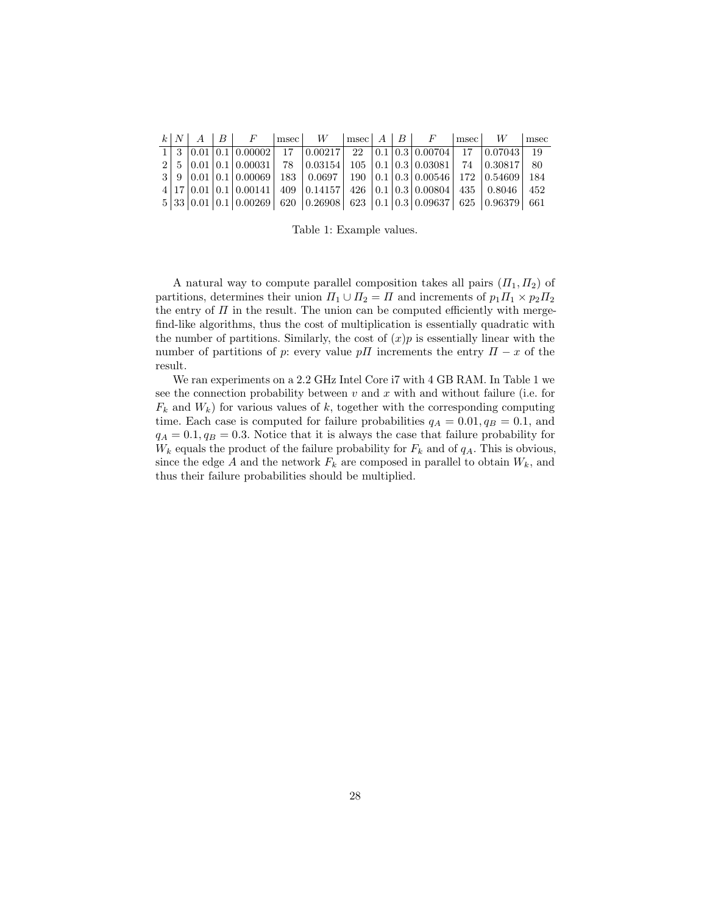| $k$ | $N$ | $A$ | $B$ | $F$ | msec | $W$ | msec | $A$ | $B$ | $F$ | msec | $W$ | msec |
|---|---|---|---|---|---|---|---|---|---|---|---|---|---|
| 1 | 3 | 0.01 | 0.1 | 0.00002 | 17 | 0.00217 | 22 | 0.1 | 0.3 | 0.00704 | 17 | 0.07043 | 19 |
| 2 | 5 | 0.01 | 0.1 | 0.00031 | 78 | 0.03154 | 105 | 0.1 | 0.3 | 0.03081 | 74 | 0.30817 | 80 |
| 3 | 9 | 0.01 | 0.1 | 0.00069 | 183 | 0.0697 | 190 | 0.1 | 0.3 | 0.00546 | 172 | 0.54609 | 184 |
| 4 | 17 | 0.01 | 0.1 | 0.00141 | 409 | 0.14157 | 426 | 0.1 | 0.3 | 0.00804 | 435 | 0.8046 | 452 |
| 5 | 33 | 0.01 | 0.1 | 0.00269 | 620 | 0.26908 | 623 | 0.1 | 0.3 | 0.09637 | 625 | 0.96379 | 661 |

Table 1: Example values.

A natural way to compute parallel composition takes all pairs $(\Pi_1, \Pi_2)$ of partitions, determines their union $\Pi_1 \cup \Pi_2 = \Pi$ and increments of $p_1\Pi_1 \times p_2\Pi_2$ the entry of $\Pi$ in the result. The union can be computed efficiently with merge-find-like algorithms, thus the cost of multiplication is essentially quadratic with the number of partitions. Similarly, the cost of $(x)p$ is essentially linear with the number of partitions of $p$: every value $p\Pi$ increments the entry $\Pi - x$ of the result.

We ran experiments on a 2.2 GHz Intel Core i7 with 4 GB RAM. In Table 1 we see the connection probability between $v$ and $x$ with and without failure (i.e. for $F_k$ and $W_k$) for various values of $k$, together with the corresponding computing time. Each case is computed for failure probabilities $q_A = 0.01, q_B = 0.1$, and $q_A = 0.1, q_B = 0.3$. Notice that it is always the case that failure probability for $W_k$ equals the product of the failure probability for $F_k$ and of $q_A$. This is obvious, since the edge $A$ and the network $F_k$ are composed in parallel to obtain $W_k$, and thus their failure probabilities should be multiplied.